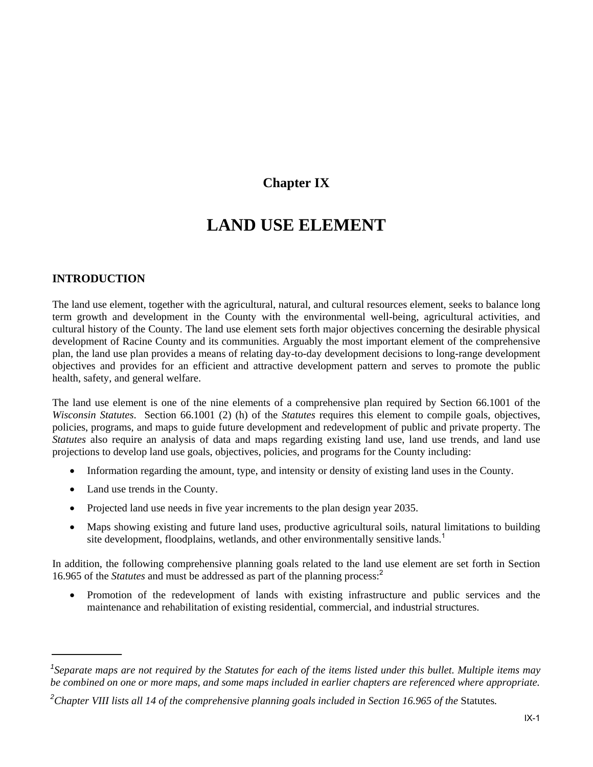# Chapter IX

# LAND USE ELEMENT

## INTRODUCTION

The land use element, together with the agricultural, natural, and cultural resources element, seeks to balance long term growth and development in the County with the environmental well-being, agricultural activities, and cultural history of the County. The land use element sets forth major objectives concerning the desirable physical development of Racine County and its communities. Arguably the most important element of the comprehensive plan, the land use plan provides a means of relating day-to-day development decisions to long-range development objectives and provides for an efficient and attractive development pattern and serves to promote the public health, safety, and general welfare.

The land use element is one of the nine elements of a comprehensive plan required by Section 66.1001 of the *Wisconsin Statutes*. Section 66.1001 (2) (h) of the *Statutes* requires this element to compile goals, objectives, policies, programs, and maps to guide future development and redevelopment of public and private property. The *Statutes* also require an analysis of data and maps regarding existing land use, land use trends, and land use projections to develop land use goals, objectives, policies, and programs for the County including:

- Information regarding the amount, type, and intensity or density of existing land uses in the County.
- Land use trends in the County.
- Projected land use needs in five year increments to the plan design year 2035.
- Maps showing existing and future land uses, productive agricultural soils, natural limitations to building site development, floodplains, wetlands, and other environmentally sensitive lands.[1]

In addition, the following comprehensive planning goals related to the land use element are set forth in Section 16.965 of the *Statutes* and must be addressed as part of the planning process:[2]

- Promotion of the redevelopment of lands with existing infrastructure and public services and the maintenance and rehabilitation of existing residential, commercial, and industrial structures.

---

[1] *Separate maps are not required by the Statutes for each of the items listed under this bullet. Multiple items may be combined on one or more maps, and some maps included in earlier chapters are referenced where appropriate.*

[2] *Chapter VIII lists all 14 of the comprehensive planning goals included in Section 16.965 of the* Statutes.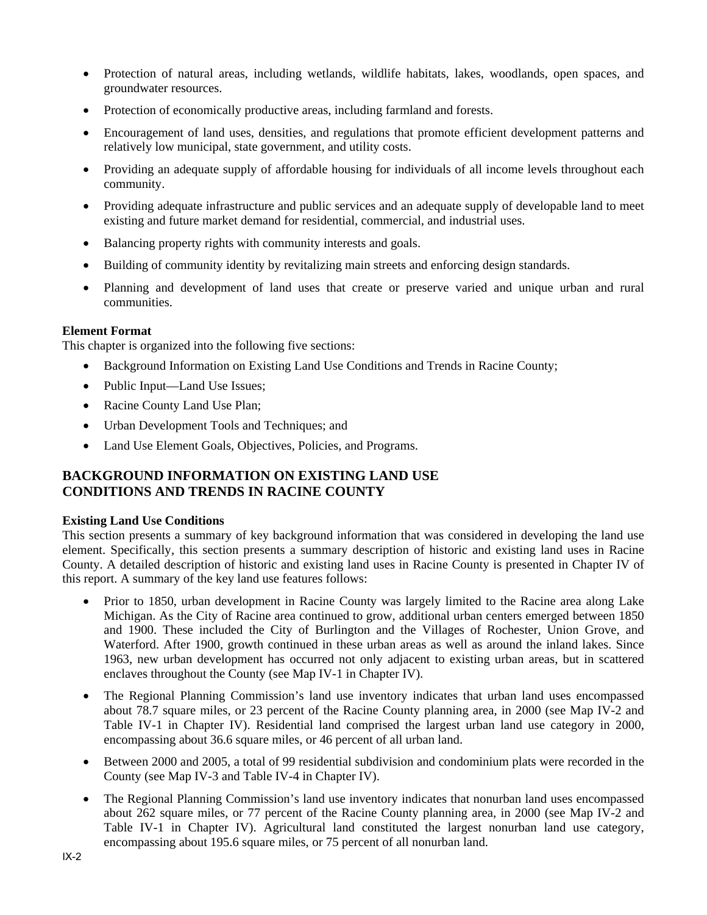- Protection of natural areas, including wetlands, wildlife habitats, lakes, woodlands, open spaces, and groundwater resources.
- Protection of economically productive areas, including farmland and forests.
- Encouragement of land uses, densities, and regulations that promote efficient development patterns and relatively low municipal, state government, and utility costs.
- Providing an adequate supply of affordable housing for individuals of all income levels throughout each community.
- Providing adequate infrastructure and public services and an adequate supply of developable land to meet existing and future market demand for residential, commercial, and industrial uses.
- Balancing property rights with community interests and goals.
- Building of community identity by revitalizing main streets and enforcing design standards.
- Planning and development of land uses that create or preserve varied and unique urban and rural communities.

**Element Format**

This chapter is organized into the following five sections:

- Background Information on Existing Land Use Conditions and Trends in Racine County;
- Public Input—Land Use Issues;
- Racine County Land Use Plan;
- Urban Development Tools and Techniques; and
- Land Use Element Goals, Objectives, Policies, and Programs.

## BACKGROUND INFORMATION ON EXISTING LAND USE CONDITIONS AND TRENDS IN RACINE COUNTY

**Existing Land Use Conditions**

This section presents a summary of key background information that was considered in developing the land use element. Specifically, this section presents a summary description of historic and existing land uses in Racine County. A detailed description of historic and existing land uses in Racine County is presented in Chapter IV of this report. A summary of the key land use features follows:

- Prior to 1850, urban development in Racine County was largely limited to the Racine area along Lake Michigan. As the City of Racine area continued to grow, additional urban centers emerged between 1850 and 1900. These included the City of Burlington and the Villages of Rochester, Union Grove, and Waterford. After 1900, growth continued in these urban areas as well as around the inland lakes. Since 1963, new urban development has occurred not only adjacent to existing urban areas, but in scattered enclaves throughout the County (see Map IV-1 in Chapter IV).
- The Regional Planning Commission's land use inventory indicates that urban land uses encompassed about 78.7 square miles, or 23 percent of the Racine County planning area, in 2000 (see Map IV-2 and Table IV-1 in Chapter IV). Residential land comprised the largest urban land use category in 2000, encompassing about 36.6 square miles, or 46 percent of all urban land.
- Between 2000 and 2005, a total of 99 residential subdivision and condominium plats were recorded in the County (see Map IV-3 and Table IV-4 in Chapter IV).
- The Regional Planning Commission's land use inventory indicates that nonurban land uses encompassed about 262 square miles, or 77 percent of the Racine County planning area, in 2000 (see Map IV-2 and Table IV-1 in Chapter IV). Agricultural land constituted the largest nonurban land use category, encompassing about 195.6 square miles, or 75 percent of all nonurban land.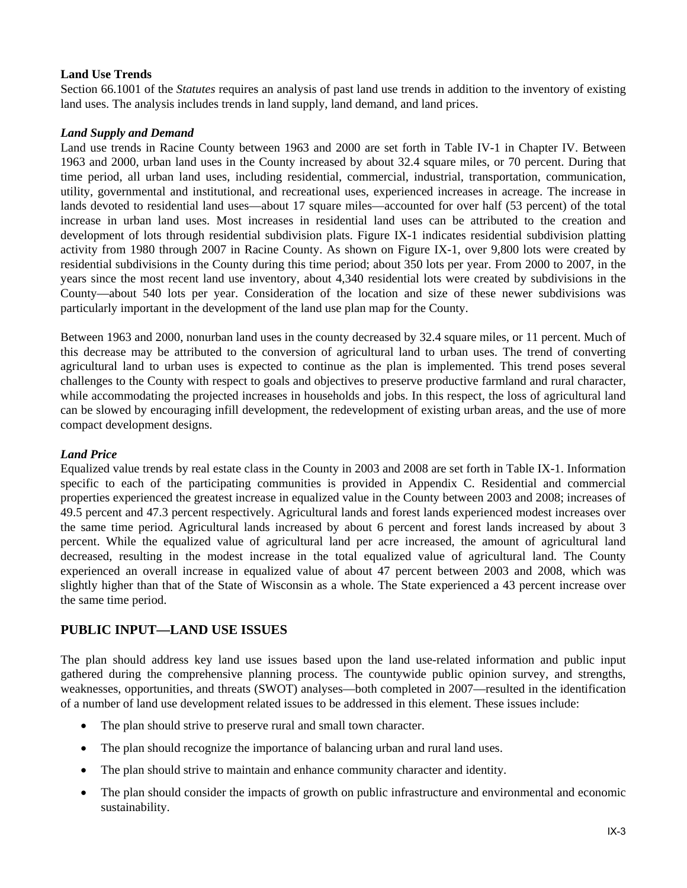**Land Use Trends**

Section 66.1001 of the *Statutes* requires an analysis of past land use trends in addition to the inventory of existing land uses. The analysis includes trends in land supply, land demand, and land prices.

***Land Supply and Demand***

Land use trends in Racine County between 1963 and 2000 are set forth in Table IV-1 in Chapter IV. Between 1963 and 2000, urban land uses in the County increased by about 32.4 square miles, or 70 percent. During that time period, all urban land uses, including residential, commercial, industrial, transportation, communication, utility, governmental and institutional, and recreational uses, experienced increases in acreage. The increase in lands devoted to residential land uses—about 17 square miles—accounted for over half (53 percent) of the total increase in urban land uses. Most increases in residential land uses can be attributed to the creation and development of lots through residential subdivision plats. Figure IX-1 indicates residential subdivision platting activity from 1980 through 2007 in Racine County. As shown on Figure IX-1, over 9,800 lots were created by residential subdivisions in the County during this time period; about 350 lots per year. From 2000 to 2007, in the years since the most recent land use inventory, about 4,340 residential lots were created by subdivisions in the County—about 540 lots per year. Consideration of the location and size of these newer subdivisions was particularly important in the development of the land use plan map for the County.

Between 1963 and 2000, nonurban land uses in the county decreased by 32.4 square miles, or 11 percent. Much of this decrease may be attributed to the conversion of agricultural land to urban uses. The trend of converting agricultural land to urban uses is expected to continue as the plan is implemented. This trend poses several challenges to the County with respect to goals and objectives to preserve productive farmland and rural character, while accommodating the projected increases in households and jobs. In this respect, the loss of agricultural land can be slowed by encouraging infill development, the redevelopment of existing urban areas, and the use of more compact development designs.

***Land Price***

Equalized value trends by real estate class in the County in 2003 and 2008 are set forth in Table IX-1. Information specific to each of the participating communities is provided in Appendix C. Residential and commercial properties experienced the greatest increase in equalized value in the County between 2003 and 2008; increases of 49.5 percent and 47.3 percent respectively. Agricultural lands and forest lands experienced modest increases over the same time period. Agricultural lands increased by about 6 percent and forest lands increased by about 3 percent. While the equalized value of agricultural land per acre increased, the amount of agricultural land decreased, resulting in the modest increase in the total equalized value of agricultural land. The County experienced an overall increase in equalized value of about 47 percent between 2003 and 2008, which was slightly higher than that of the State of Wisconsin as a whole. The State experienced a 43 percent increase over the same time period.

## PUBLIC INPUT—LAND USE ISSUES

The plan should address key land use issues based upon the land use-related information and public input gathered during the comprehensive planning process. The countywide public opinion survey, and strengths, weaknesses, opportunities, and threats (SWOT) analyses—both completed in 2007—resulted in the identification of a number of land use development related issues to be addressed in this element. These issues include:

- The plan should strive to preserve rural and small town character.
- The plan should recognize the importance of balancing urban and rural land uses.
- The plan should strive to maintain and enhance community character and identity.
- The plan should consider the impacts of growth on public infrastructure and environmental and economic sustainability.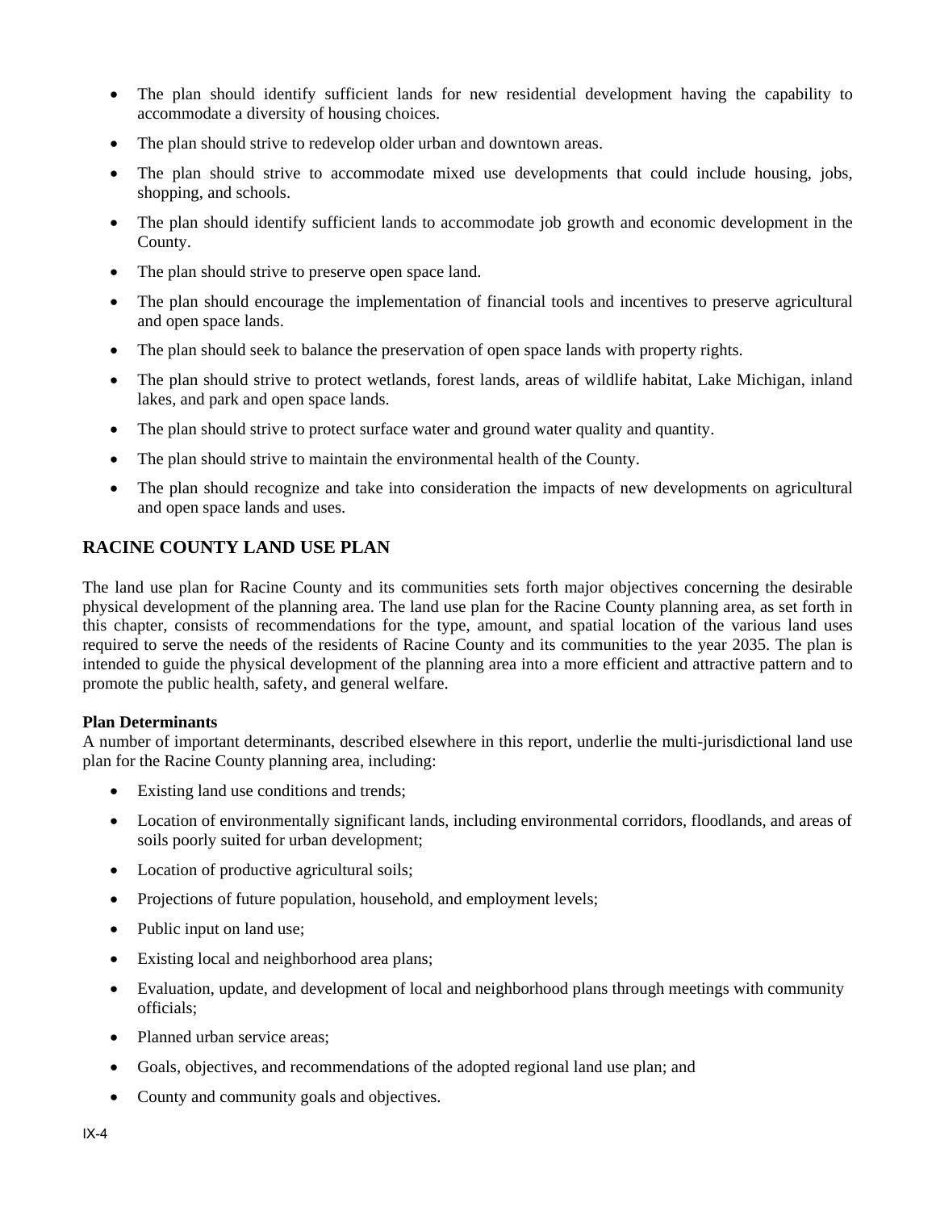- The plan should identify sufficient lands for new residential development having the capability to accommodate a diversity of housing choices.
- The plan should strive to redevelop older urban and downtown areas.
- The plan should strive to accommodate mixed use developments that could include housing, jobs, shopping, and schools.
- The plan should identify sufficient lands to accommodate job growth and economic development in the County.
- The plan should strive to preserve open space land.
- The plan should encourage the implementation of financial tools and incentives to preserve agricultural and open space lands.
- The plan should seek to balance the preservation of open space lands with property rights.
- The plan should strive to protect wetlands, forest lands, areas of wildlife habitat, Lake Michigan, inland lakes, and park and open space lands.
- The plan should strive to protect surface water and ground water quality and quantity.
- The plan should strive to maintain the environmental health of the County.
- The plan should recognize and take into consideration the impacts of new developments on agricultural and open space lands and uses.

## RACINE COUNTY LAND USE PLAN

The land use plan for Racine County and its communities sets forth major objectives concerning the desirable physical development of the planning area. The land use plan for the Racine County planning area, as set forth in this chapter, consists of recommendations for the type, amount, and spatial location of the various land uses required to serve the needs of the residents of Racine County and its communities to the year 2035. The plan is intended to guide the physical development of the planning area into a more efficient and attractive pattern and to promote the public health, safety, and general welfare.

### Plan Determinants

A number of important determinants, described elsewhere in this report, underlie the multi-jurisdictional land use plan for the Racine County planning area, including:

- Existing land use conditions and trends;
- Location of environmentally significant lands, including environmental corridors, floodlands, and areas of soils poorly suited for urban development;
- Location of productive agricultural soils;
- Projections of future population, household, and employment levels;
- Public input on land use;
- Existing local and neighborhood area plans;
- Evaluation, update, and development of local and neighborhood plans through meetings with community officials;
- Planned urban service areas;
- Goals, objectives, and recommendations of the adopted regional land use plan; and
- County and community goals and objectives.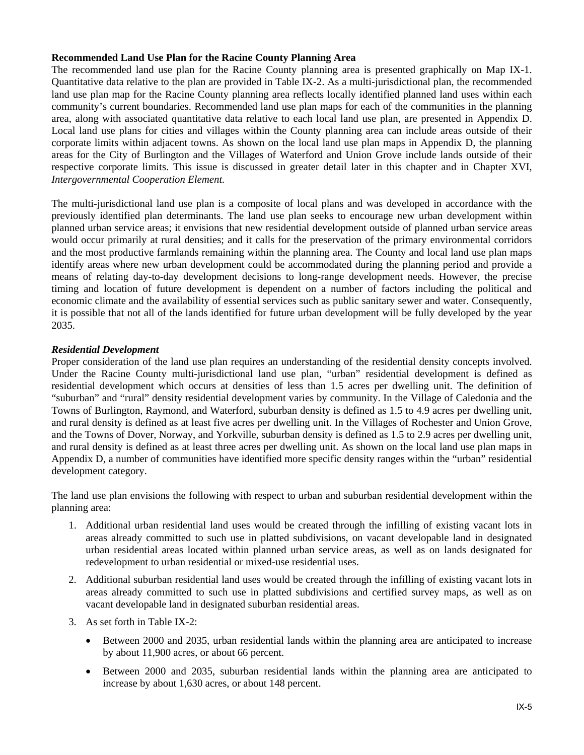**Recommended Land Use Plan for the Racine County Planning Area**

The recommended land use plan for the Racine County planning area is presented graphically on Map IX-1. Quantitative data relative to the plan are provided in Table IX-2. As a multi-jurisdictional plan, the recommended land use plan map for the Racine County planning area reflects locally identified planned land uses within each community's current boundaries. Recommended land use plan maps for each of the communities in the planning area, along with associated quantitative data relative to each local land use plan, are presented in Appendix D. Local land use plans for cities and villages within the County planning area can include areas outside of their corporate limits within adjacent towns. As shown on the local land use plan maps in Appendix D, the planning areas for the City of Burlington and the Villages of Waterford and Union Grove include lands outside of their respective corporate limits. This issue is discussed in greater detail later in this chapter and in Chapter XVI, *Intergovernmental Cooperation Element.*

The multi-jurisdictional land use plan is a composite of local plans and was developed in accordance with the previously identified plan determinants. The land use plan seeks to encourage new urban development within planned urban service areas; it envisions that new residential development outside of planned urban service areas would occur primarily at rural densities; and it calls for the preservation of the primary environmental corridors and the most productive farmlands remaining within the planning area. The County and local land use plan maps identify areas where new urban development could be accommodated during the planning period and provide a means of relating day-to-day development decisions to long-range development needs. However, the precise timing and location of future development is dependent on a number of factors including the political and economic climate and the availability of essential services such as public sanitary sewer and water. Consequently, it is possible that not all of the lands identified for future urban development will be fully developed by the year 2035.

***Residential Development***

Proper consideration of the land use plan requires an understanding of the residential density concepts involved. Under the Racine County multi-jurisdictional land use plan, "urban" residential development is defined as residential development which occurs at densities of less than 1.5 acres per dwelling unit. The definition of "suburban" and "rural" density residential development varies by community. In the Village of Caledonia and the Towns of Burlington, Raymond, and Waterford, suburban density is defined as 1.5 to 4.9 acres per dwelling unit, and rural density is defined as at least five acres per dwelling unit. In the Villages of Rochester and Union Grove, and the Towns of Dover, Norway, and Yorkville, suburban density is defined as 1.5 to 2.9 acres per dwelling unit, and rural density is defined as at least three acres per dwelling unit. As shown on the local land use plan maps in Appendix D, a number of communities have identified more specific density ranges within the "urban" residential development category.

The land use plan envisions the following with respect to urban and suburban residential development within the planning area:

1. Additional urban residential land uses would be created through the infilling of existing vacant lots in areas already committed to such use in platted subdivisions, on vacant developable land in designated urban residential areas located within planned urban service areas, as well as on lands designated for redevelopment to urban residential or mixed-use residential uses.
2. Additional suburban residential land uses would be created through the infilling of existing vacant lots in areas already committed to such use in platted subdivisions and certified survey maps, as well as on vacant developable land in designated suburban residential areas.
3. As set forth in Table IX-2:
   - Between 2000 and 2035, urban residential lands within the planning area are anticipated to increase by about 11,900 acres, or about 66 percent.
   - Between 2000 and 2035, suburban residential lands within the planning area are anticipated to increase by about 1,630 acres, or about 148 percent.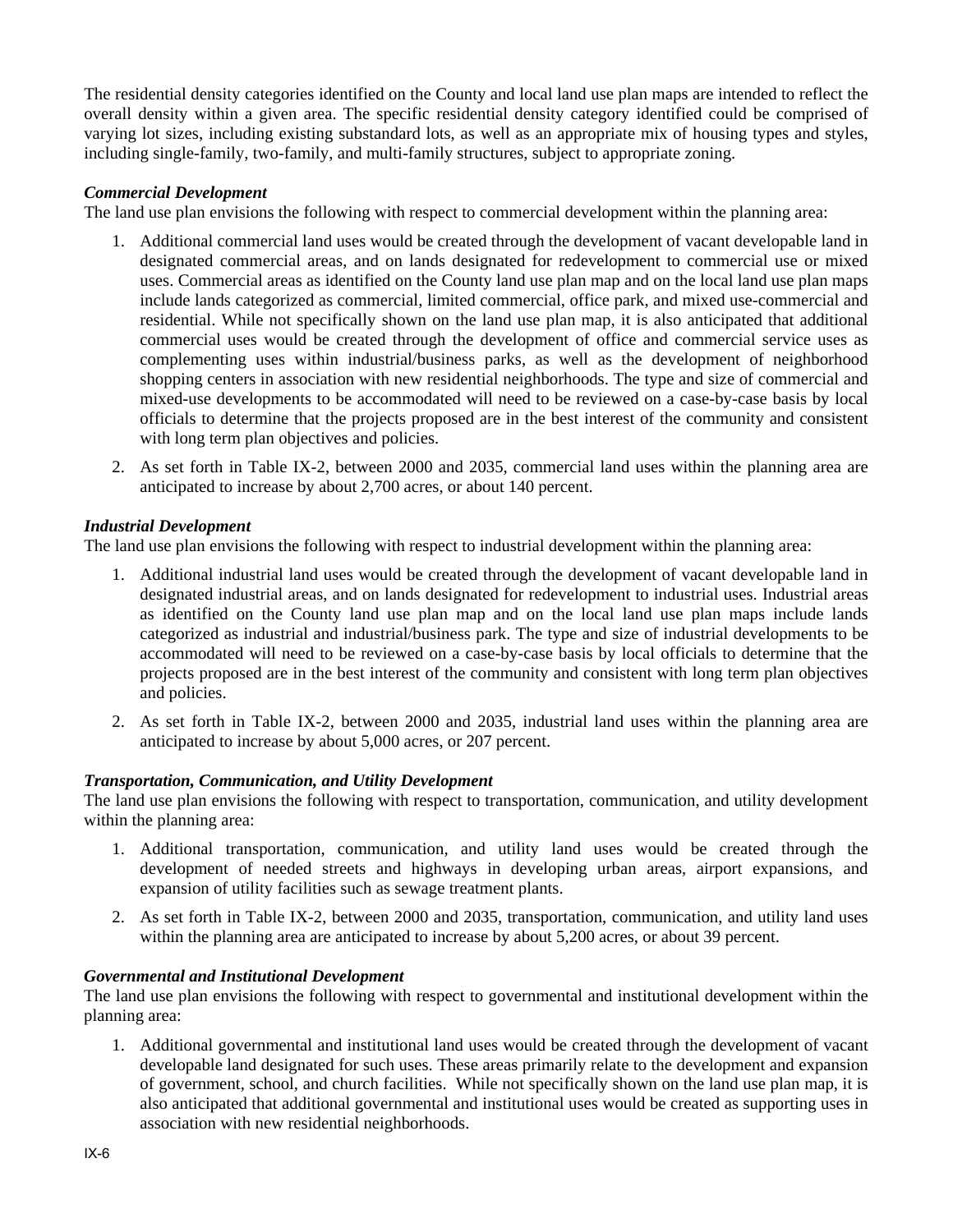The residential density categories identified on the County and local land use plan maps are intended to reflect the overall density within a given area. The specific residential density category identified could be comprised of varying lot sizes, including existing substandard lots, as well as an appropriate mix of housing types and styles, including single-family, two-family, and multi-family structures, subject to appropriate zoning.

***Commercial Development***

The land use plan envisions the following with respect to commercial development within the planning area:

1. Additional commercial land uses would be created through the development of vacant developable land in designated commercial areas, and on lands designated for redevelopment to commercial use or mixed uses. Commercial areas as identified on the County land use plan map and on the local land use plan maps include lands categorized as commercial, limited commercial, office park, and mixed use-commercial and residential. While not specifically shown on the land use plan map, it is also anticipated that additional commercial uses would be created through the development of office and commercial service uses as complementing uses within industrial/business parks, as well as the development of neighborhood shopping centers in association with new residential neighborhoods. The type and size of commercial and mixed-use developments to be accommodated will need to be reviewed on a case-by-case basis by local officials to determine that the projects proposed are in the best interest of the community and consistent with long term plan objectives and policies.
2. As set forth in Table IX-2, between 2000 and 2035, commercial land uses within the planning area are anticipated to increase by about 2,700 acres, or about 140 percent.

***Industrial Development***

The land use plan envisions the following with respect to industrial development within the planning area:

1. Additional industrial land uses would be created through the development of vacant developable land in designated industrial areas, and on lands designated for redevelopment to industrial uses. Industrial areas as identified on the County land use plan map and on the local land use plan maps include lands categorized as industrial and industrial/business park. The type and size of industrial developments to be accommodated will need to be reviewed on a case-by-case basis by local officials to determine that the projects proposed are in the best interest of the community and consistent with long term plan objectives and policies.
2. As set forth in Table IX-2, between 2000 and 2035, industrial land uses within the planning area are anticipated to increase by about 5,000 acres, or 207 percent.

***Transportation, Communication, and Utility Development***

The land use plan envisions the following with respect to transportation, communication, and utility development within the planning area:

1. Additional transportation, communication, and utility land uses would be created through the development of needed streets and highways in developing urban areas, airport expansions, and expansion of utility facilities such as sewage treatment plants.
2. As set forth in Table IX-2, between 2000 and 2035, transportation, communication, and utility land uses within the planning area are anticipated to increase by about 5,200 acres, or about 39 percent.

***Governmental and Institutional Development***

The land use plan envisions the following with respect to governmental and institutional development within the planning area:

1. Additional governmental and institutional land uses would be created through the development of vacant developable land designated for such uses. These areas primarily relate to the development and expansion of government, school, and church facilities. While not specifically shown on the land use plan map, it is also anticipated that additional governmental and institutional uses would be created as supporting uses in association with new residential neighborhoods.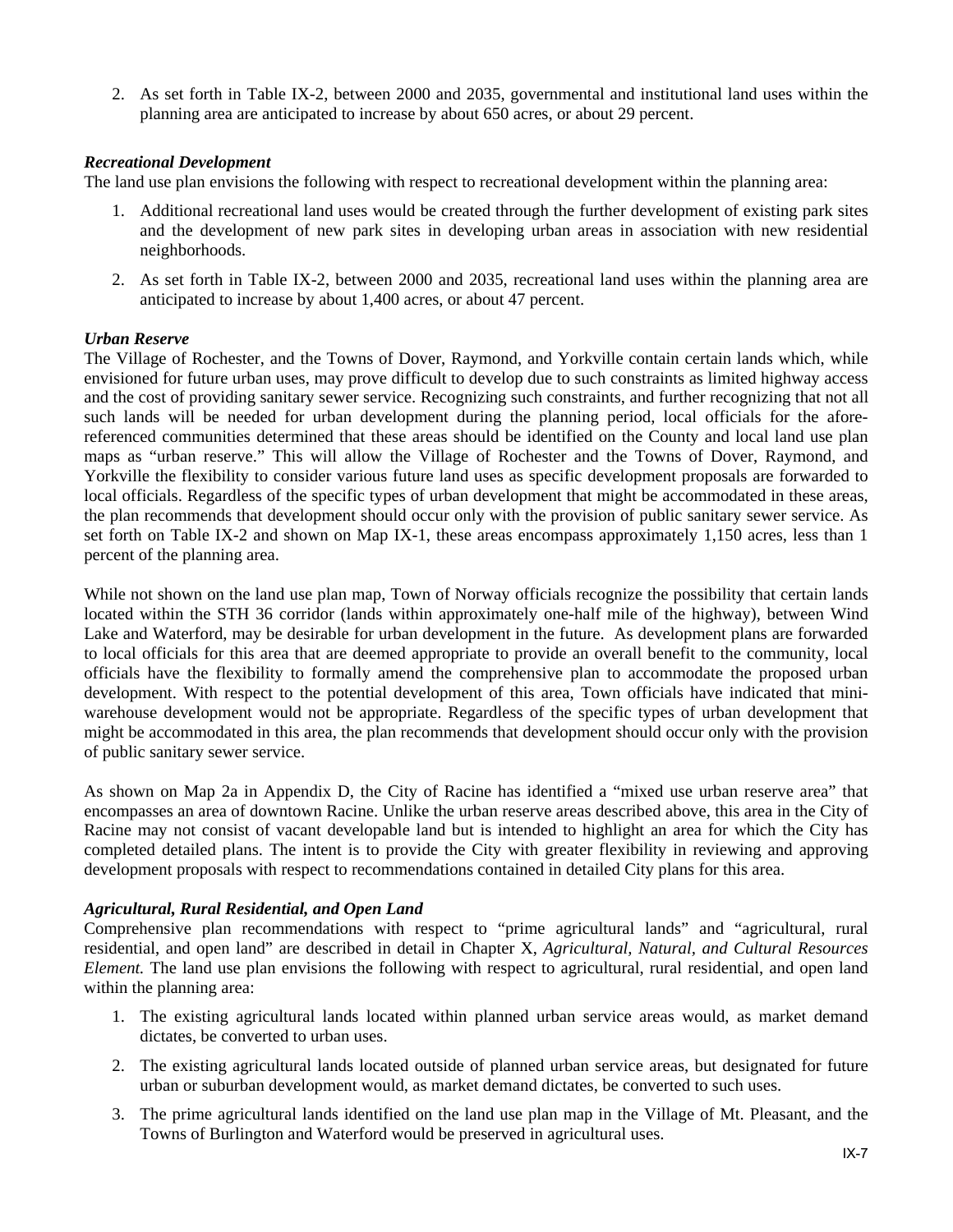2. As set forth in Table IX-2, between 2000 and 2035, governmental and institutional land uses within the planning area are anticipated to increase by about 650 acres, or about 29 percent.

***Recreational Development***

The land use plan envisions the following with respect to recreational development within the planning area:

1. Additional recreational land uses would be created through the further development of existing park sites and the development of new park sites in developing urban areas in association with new residential neighborhoods.
2. As set forth in Table IX-2, between 2000 and 2035, recreational land uses within the planning area are anticipated to increase by about 1,400 acres, or about 47 percent.

***Urban Reserve***

The Village of Rochester, and the Towns of Dover, Raymond, and Yorkville contain certain lands which, while envisioned for future urban uses, may prove difficult to develop due to such constraints as limited highway access and the cost of providing sanitary sewer service. Recognizing such constraints, and further recognizing that not all such lands will be needed for urban development during the planning period, local officials for the afore-referenced communities determined that these areas should be identified on the County and local land use plan maps as "urban reserve." This will allow the Village of Rochester and the Towns of Dover, Raymond, and Yorkville the flexibility to consider various future land uses as specific development proposals are forwarded to local officials. Regardless of the specific types of urban development that might be accommodated in these areas, the plan recommends that development should occur only with the provision of public sanitary sewer service. As set forth on Table IX-2 and shown on Map IX-1, these areas encompass approximately 1,150 acres, less than 1 percent of the planning area.

While not shown on the land use plan map, Town of Norway officials recognize the possibility that certain lands located within the STH 36 corridor (lands within approximately one-half mile of the highway), between Wind Lake and Waterford, may be desirable for urban development in the future. As development plans are forwarded to local officials for this area that are deemed appropriate to provide an overall benefit to the community, local officials have the flexibility to formally amend the comprehensive plan to accommodate the proposed urban development. With respect to the potential development of this area, Town officials have indicated that mini-warehouse development would not be appropriate. Regardless of the specific types of urban development that might be accommodated in this area, the plan recommends that development should occur only with the provision of public sanitary sewer service.

As shown on Map 2a in Appendix D, the City of Racine has identified a "mixed use urban reserve area" that encompasses an area of downtown Racine. Unlike the urban reserve areas described above, this area in the City of Racine may not consist of vacant developable land but is intended to highlight an area for which the City has completed detailed plans. The intent is to provide the City with greater flexibility in reviewing and approving development proposals with respect to recommendations contained in detailed City plans for this area.

***Agricultural, Rural Residential, and Open Land***

Comprehensive plan recommendations with respect to "prime agricultural lands" and "agricultural, rural residential, and open land" are described in detail in Chapter X, *Agricultural, Natural, and Cultural Resources Element.* The land use plan envisions the following with respect to agricultural, rural residential, and open land within the planning area:

1. The existing agricultural lands located within planned urban service areas would, as market demand dictates, be converted to urban uses.
2. The existing agricultural lands located outside of planned urban service areas, but designated for future urban or suburban development would, as market demand dictates, be converted to such uses.
3. The prime agricultural lands identified on the land use plan map in the Village of Mt. Pleasant, and the Towns of Burlington and Waterford would be preserved in agricultural uses.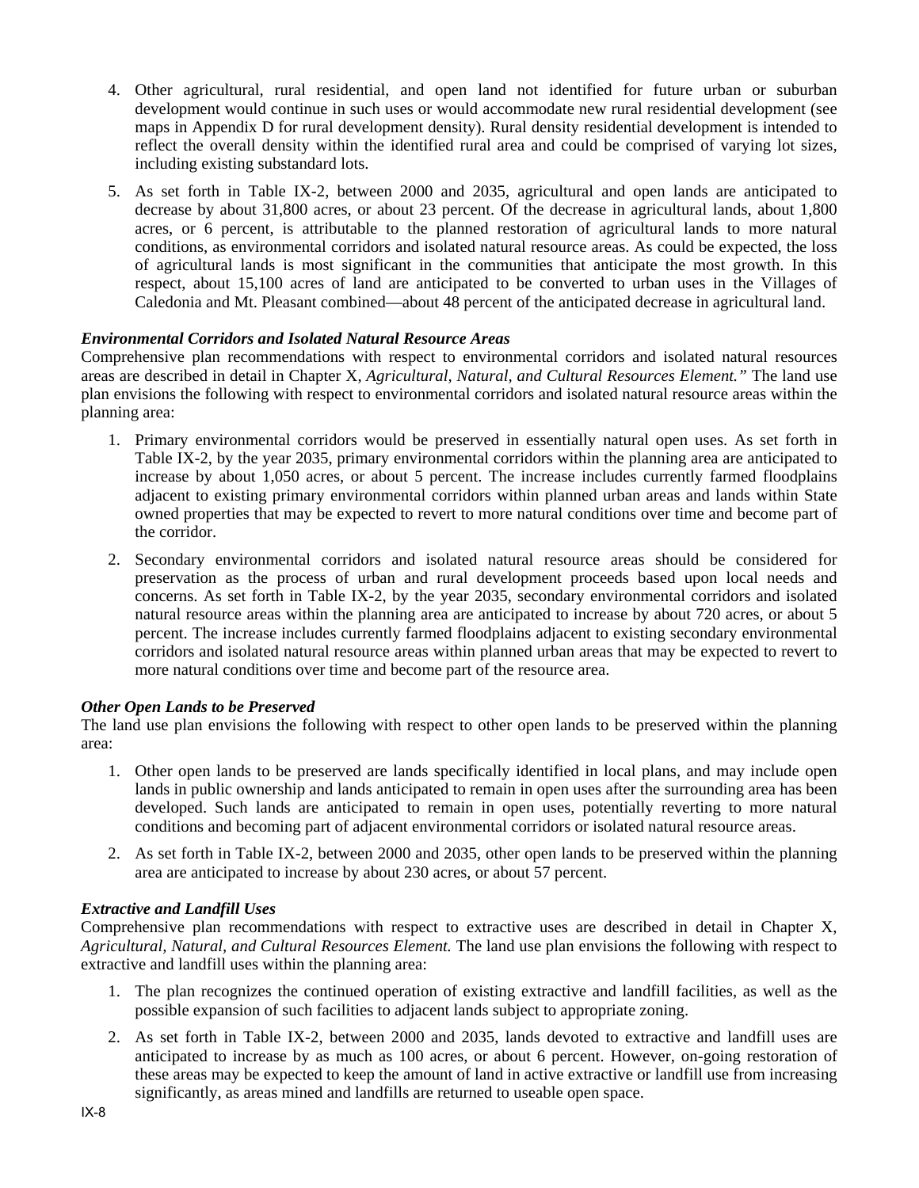4. Other agricultural, rural residential, and open land not identified for future urban or suburban development would continue in such uses or would accommodate new rural residential development (see maps in Appendix D for rural development density). Rural density residential development is intended to reflect the overall density within the identified rural area and could be comprised of varying lot sizes, including existing substandard lots.

5. As set forth in Table IX-2, between 2000 and 2035, agricultural and open lands are anticipated to decrease by about 31,800 acres, or about 23 percent. Of the decrease in agricultural lands, about 1,800 acres, or 6 percent, is attributable to the planned restoration of agricultural lands to more natural conditions, as environmental corridors and isolated natural resource areas. As could be expected, the loss of agricultural lands is most significant in the communities that anticipate the most growth. In this respect, about 15,100 acres of land are anticipated to be converted to urban uses in the Villages of Caledonia and Mt. Pleasant combined—about 48 percent of the anticipated decrease in agricultural land.

***Environmental Corridors and Isolated Natural Resource Areas***

Comprehensive plan recommendations with respect to environmental corridors and isolated natural resources areas are described in detail in Chapter X, *Agricultural, Natural, and Cultural Resources Element."* The land use plan envisions the following with respect to environmental corridors and isolated natural resource areas within the planning area:

1. Primary environmental corridors would be preserved in essentially natural open uses. As set forth in Table IX-2, by the year 2035, primary environmental corridors within the planning area are anticipated to increase by about 1,050 acres, or about 5 percent. The increase includes currently farmed floodplains adjacent to existing primary environmental corridors within planned urban areas and lands within State owned properties that may be expected to revert to more natural conditions over time and become part of the corridor.

2. Secondary environmental corridors and isolated natural resource areas should be considered for preservation as the process of urban and rural development proceeds based upon local needs and concerns. As set forth in Table IX-2, by the year 2035, secondary environmental corridors and isolated natural resource areas within the planning area are anticipated to increase by about 720 acres, or about 5 percent. The increase includes currently farmed floodplains adjacent to existing secondary environmental corridors and isolated natural resource areas within planned urban areas that may be expected to revert to more natural conditions over time and become part of the resource area.

***Other Open Lands to be Preserved***

The land use plan envisions the following with respect to other open lands to be preserved within the planning area:

1. Other open lands to be preserved are lands specifically identified in local plans, and may include open lands in public ownership and lands anticipated to remain in open uses after the surrounding area has been developed. Such lands are anticipated to remain in open uses, potentially reverting to more natural conditions and becoming part of adjacent environmental corridors or isolated natural resource areas.

2. As set forth in Table IX-2, between 2000 and 2035, other open lands to be preserved within the planning area are anticipated to increase by about 230 acres, or about 57 percent.

***Extractive and Landfill Uses***

Comprehensive plan recommendations with respect to extractive uses are described in detail in Chapter X, *Agricultural, Natural, and Cultural Resources Element.* The land use plan envisions the following with respect to extractive and landfill uses within the planning area:

1. The plan recognizes the continued operation of existing extractive and landfill facilities, as well as the possible expansion of such facilities to adjacent lands subject to appropriate zoning.

2. As set forth in Table IX-2, between 2000 and 2035, lands devoted to extractive and landfill uses are anticipated to increase by as much as 100 acres, or about 6 percent. However, on-going restoration of these areas may be expected to keep the amount of land in active extractive or landfill use from increasing significantly, as areas mined and landfills are returned to useable open space.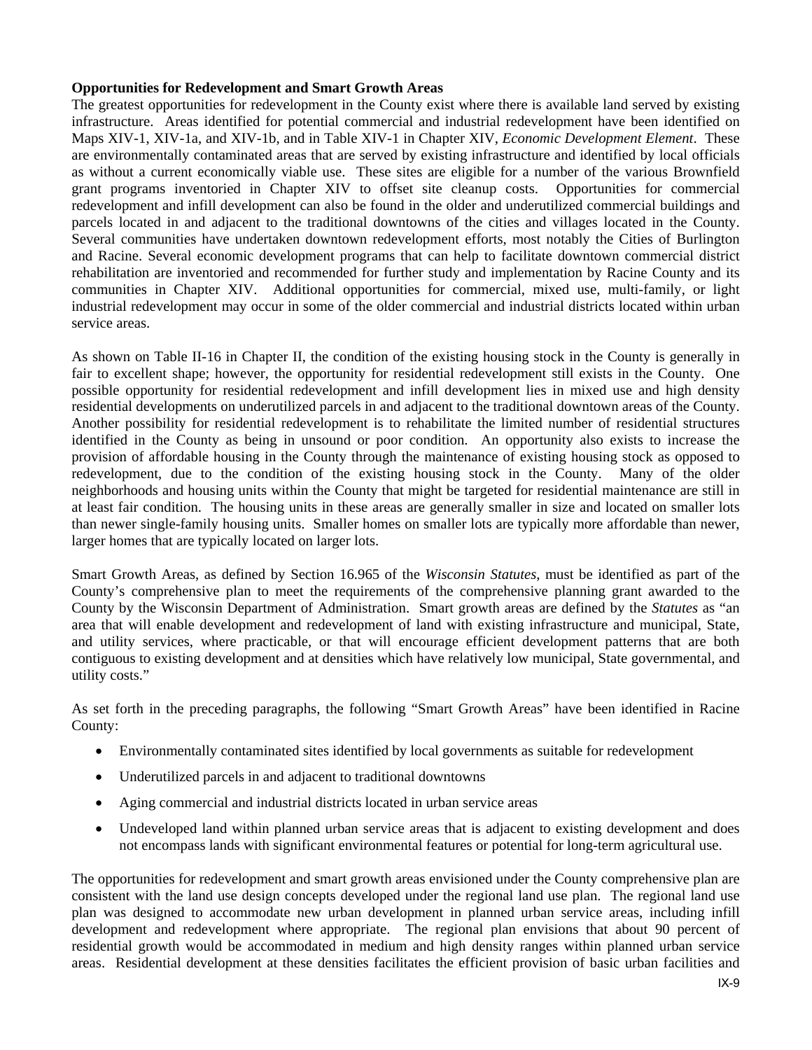**Opportunities for Redevelopment and Smart Growth Areas**

The greatest opportunities for redevelopment in the County exist where there is available land served by existing infrastructure. Areas identified for potential commercial and industrial redevelopment have been identified on Maps XIV-1, XIV-1a, and XIV-1b, and in Table XIV-1 in Chapter XIV, *Economic Development Element*. These are environmentally contaminated areas that are served by existing infrastructure and identified by local officials as without a current economically viable use. These sites are eligible for a number of the various Brownfield grant programs inventoried in Chapter XIV to offset site cleanup costs. Opportunities for commercial redevelopment and infill development can also be found in the older and underutilized commercial buildings and parcels located in and adjacent to the traditional downtowns of the cities and villages located in the County. Several communities have undertaken downtown redevelopment efforts, most notably the Cities of Burlington and Racine. Several economic development programs that can help to facilitate downtown commercial district rehabilitation are inventoried and recommended for further study and implementation by Racine County and its communities in Chapter XIV. Additional opportunities for commercial, mixed use, multi-family, or light industrial redevelopment may occur in some of the older commercial and industrial districts located within urban service areas.

As shown on Table II-16 in Chapter II, the condition of the existing housing stock in the County is generally in fair to excellent shape; however, the opportunity for residential redevelopment still exists in the County. One possible opportunity for residential redevelopment and infill development lies in mixed use and high density residential developments on underutilized parcels in and adjacent to the traditional downtown areas of the County. Another possibility for residential redevelopment is to rehabilitate the limited number of residential structures identified in the County as being in unsound or poor condition. An opportunity also exists to increase the provision of affordable housing in the County through the maintenance of existing housing stock as opposed to redevelopment, due to the condition of the existing housing stock in the County. Many of the older neighborhoods and housing units within the County that might be targeted for residential maintenance are still in at least fair condition. The housing units in these areas are generally smaller in size and located on smaller lots than newer single-family housing units. Smaller homes on smaller lots are typically more affordable than newer, larger homes that are typically located on larger lots.

Smart Growth Areas, as defined by Section 16.965 of the *Wisconsin Statutes*, must be identified as part of the County's comprehensive plan to meet the requirements of the comprehensive planning grant awarded to the County by the Wisconsin Department of Administration. Smart growth areas are defined by the *Statutes* as "an area that will enable development and redevelopment of land with existing infrastructure and municipal, State, and utility services, where practicable, or that will encourage efficient development patterns that are both contiguous to existing development and at densities which have relatively low municipal, State governmental, and utility costs."

As set forth in the preceding paragraphs, the following "Smart Growth Areas" have been identified in Racine County:

- Environmentally contaminated sites identified by local governments as suitable for redevelopment
- Underutilized parcels in and adjacent to traditional downtowns
- Aging commercial and industrial districts located in urban service areas
- Undeveloped land within planned urban service areas that is adjacent to existing development and does not encompass lands with significant environmental features or potential for long-term agricultural use.

The opportunities for redevelopment and smart growth areas envisioned under the County comprehensive plan are consistent with the land use design concepts developed under the regional land use plan. The regional land use plan was designed to accommodate new urban development in planned urban service areas, including infill development and redevelopment where appropriate. The regional plan envisions that about 90 percent of residential growth would be accommodated in medium and high density ranges within planned urban service areas. Residential development at these densities facilitates the efficient provision of basic urban facilities and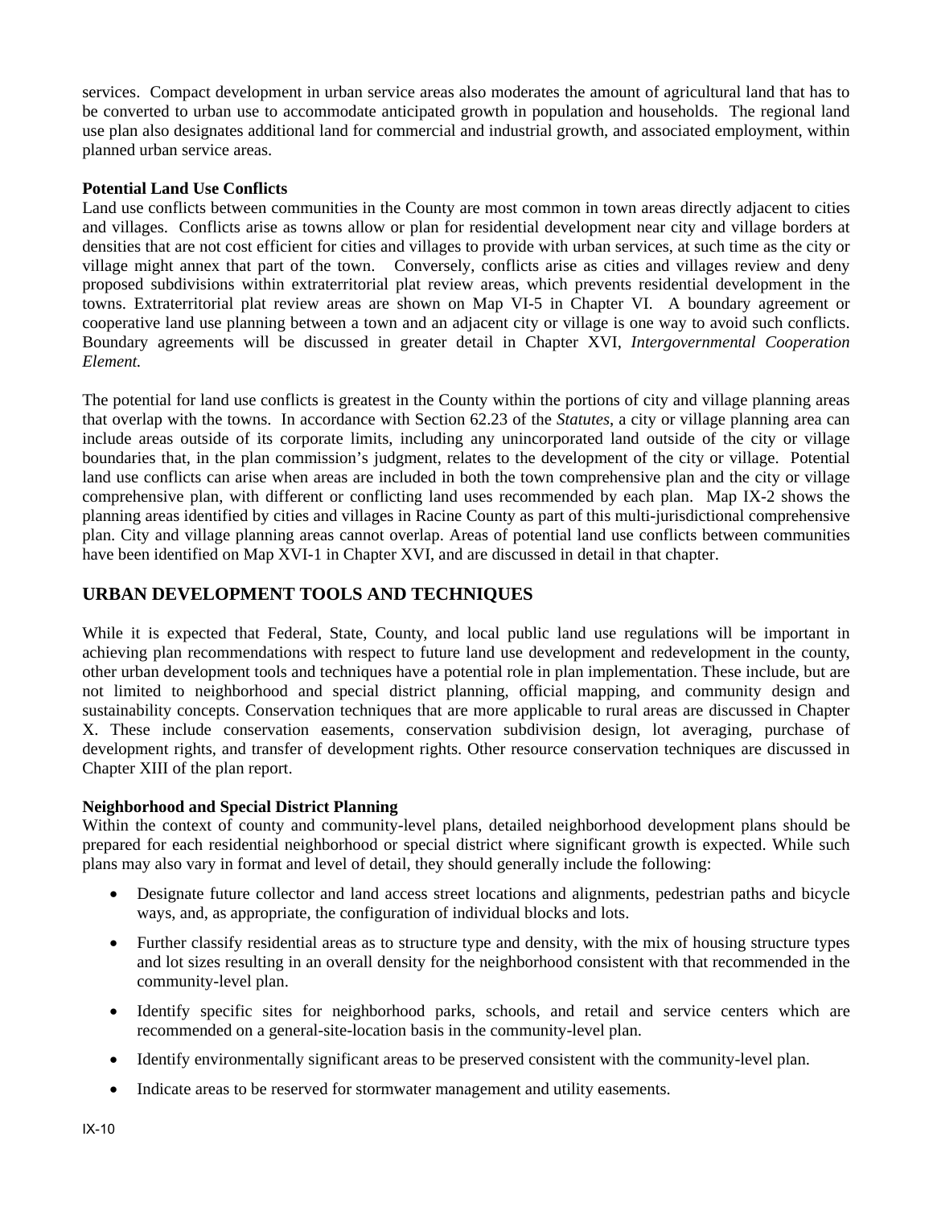services. Compact development in urban service areas also moderates the amount of agricultural land that has to be converted to urban use to accommodate anticipated growth in population and households. The regional land use plan also designates additional land for commercial and industrial growth, and associated employment, within planned urban service areas.

**Potential Land Use Conflicts**

Land use conflicts between communities in the County are most common in town areas directly adjacent to cities and villages. Conflicts arise as towns allow or plan for residential development near city and village borders at densities that are not cost efficient for cities and villages to provide with urban services, at such time as the city or village might annex that part of the town. Conversely, conflicts arise as cities and villages review and deny proposed subdivisions within extraterritorial plat review areas, which prevents residential development in the towns. Extraterritorial plat review areas are shown on Map VI-5 in Chapter VI. A boundary agreement or cooperative land use planning between a town and an adjacent city or village is one way to avoid such conflicts. Boundary agreements will be discussed in greater detail in Chapter XVI, *Intergovernmental Cooperation Element.*

The potential for land use conflicts is greatest in the County within the portions of city and village planning areas that overlap with the towns. In accordance with Section 62.23 of the *Statutes*, a city or village planning area can include areas outside of its corporate limits, including any unincorporated land outside of the city or village boundaries that, in the plan commission's judgment, relates to the development of the city or village. Potential land use conflicts can arise when areas are included in both the town comprehensive plan and the city or village comprehensive plan, with different or conflicting land uses recommended by each plan. Map IX-2 shows the planning areas identified by cities and villages in Racine County as part of this multi-jurisdictional comprehensive plan. City and village planning areas cannot overlap. Areas of potential land use conflicts between communities have been identified on Map XVI-1 in Chapter XVI, and are discussed in detail in that chapter.

## URBAN DEVELOPMENT TOOLS AND TECHNIQUES

While it is expected that Federal, State, County, and local public land use regulations will be important in achieving plan recommendations with respect to future land use development and redevelopment in the county, other urban development tools and techniques have a potential role in plan implementation. These include, but are not limited to neighborhood and special district planning, official mapping, and community design and sustainability concepts. Conservation techniques that are more applicable to rural areas are discussed in Chapter X. These include conservation easements, conservation subdivision design, lot averaging, purchase of development rights, and transfer of development rights. Other resource conservation techniques are discussed in Chapter XIII of the plan report.

**Neighborhood and Special District Planning**

Within the context of county and community-level plans, detailed neighborhood development plans should be prepared for each residential neighborhood or special district where significant growth is expected. While such plans may also vary in format and level of detail, they should generally include the following:

- Designate future collector and land access street locations and alignments, pedestrian paths and bicycle ways, and, as appropriate, the configuration of individual blocks and lots.
- Further classify residential areas as to structure type and density, with the mix of housing structure types and lot sizes resulting in an overall density for the neighborhood consistent with that recommended in the community-level plan.
- Identify specific sites for neighborhood parks, schools, and retail and service centers which are recommended on a general-site-location basis in the community-level plan.
- Identify environmentally significant areas to be preserved consistent with the community-level plan.
- Indicate areas to be reserved for stormwater management and utility easements.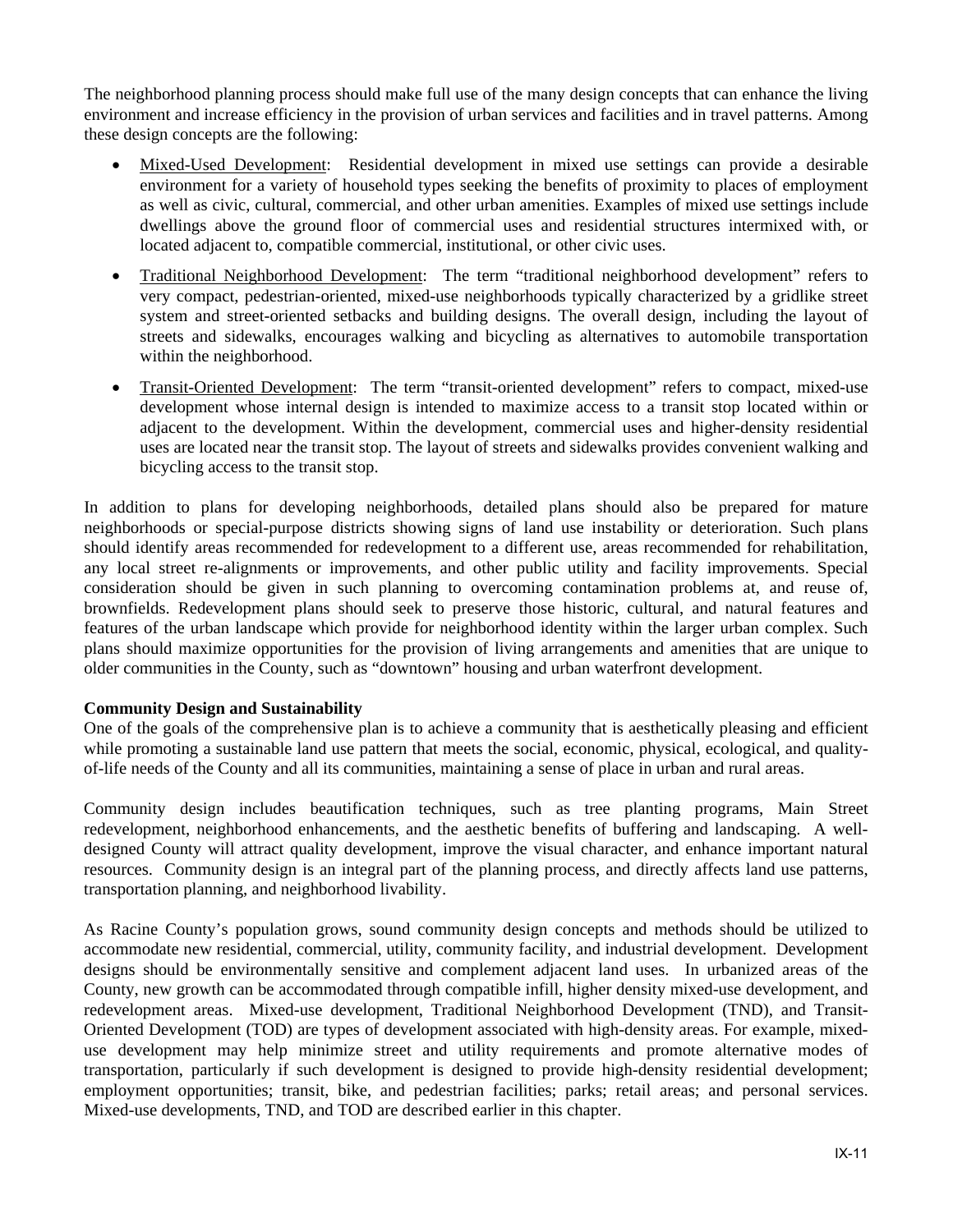The neighborhood planning process should make full use of the many design concepts that can enhance the living environment and increase efficiency in the provision of urban services and facilities and in travel patterns. Among these design concepts are the following:

- Mixed-Used Development: Residential development in mixed use settings can provide a desirable environment for a variety of household types seeking the benefits of proximity to places of employment as well as civic, cultural, commercial, and other urban amenities. Examples of mixed use settings include dwellings above the ground floor of commercial uses and residential structures intermixed with, or located adjacent to, compatible commercial, institutional, or other civic uses.
- Traditional Neighborhood Development: The term "traditional neighborhood development" refers to very compact, pedestrian-oriented, mixed-use neighborhoods typically characterized by a gridlike street system and street-oriented setbacks and building designs. The overall design, including the layout of streets and sidewalks, encourages walking and bicycling as alternatives to automobile transportation within the neighborhood.
- Transit-Oriented Development: The term "transit-oriented development" refers to compact, mixed-use development whose internal design is intended to maximize access to a transit stop located within or adjacent to the development. Within the development, commercial uses and higher-density residential uses are located near the transit stop. The layout of streets and sidewalks provides convenient walking and bicycling access to the transit stop.

In addition to plans for developing neighborhoods, detailed plans should also be prepared for mature neighborhoods or special-purpose districts showing signs of land use instability or deterioration. Such plans should identify areas recommended for redevelopment to a different use, areas recommended for rehabilitation, any local street re-alignments or improvements, and other public utility and facility improvements. Special consideration should be given in such planning to overcoming contamination problems at, and reuse of, brownfields. Redevelopment plans should seek to preserve those historic, cultural, and natural features and features of the urban landscape which provide for neighborhood identity within the larger urban complex. Such plans should maximize opportunities for the provision of living arrangements and amenities that are unique to older communities in the County, such as "downtown" housing and urban waterfront development.

**Community Design and Sustainability**

One of the goals of the comprehensive plan is to achieve a community that is aesthetically pleasing and efficient while promoting a sustainable land use pattern that meets the social, economic, physical, ecological, and quality-of-life needs of the County and all its communities, maintaining a sense of place in urban and rural areas.

Community design includes beautification techniques, such as tree planting programs, Main Street redevelopment, neighborhood enhancements, and the aesthetic benefits of buffering and landscaping. A well-designed County will attract quality development, improve the visual character, and enhance important natural resources. Community design is an integral part of the planning process, and directly affects land use patterns, transportation planning, and neighborhood livability.

As Racine County's population grows, sound community design concepts and methods should be utilized to accommodate new residential, commercial, utility, community facility, and industrial development. Development designs should be environmentally sensitive and complement adjacent land uses. In urbanized areas of the County, new growth can be accommodated through compatible infill, higher density mixed-use development, and redevelopment areas. Mixed-use development, Traditional Neighborhood Development (TND), and Transit-Oriented Development (TOD) are types of development associated with high-density areas. For example, mixed-use development may help minimize street and utility requirements and promote alternative modes of transportation, particularly if such development is designed to provide high-density residential development; employment opportunities; transit, bike, and pedestrian facilities; parks; retail areas; and personal services. Mixed-use developments, TND, and TOD are described earlier in this chapter.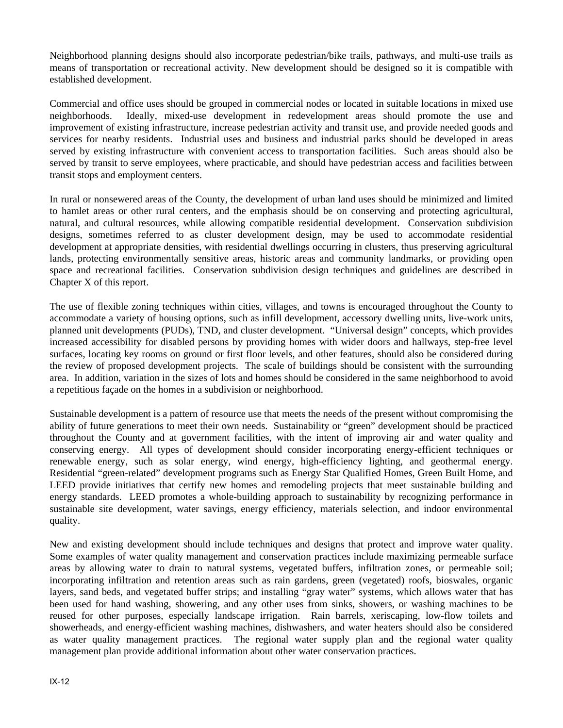Neighborhood planning designs should also incorporate pedestrian/bike trails, pathways, and multi-use trails as means of transportation or recreational activity. New development should be designed so it is compatible with established development.

Commercial and office uses should be grouped in commercial nodes or located in suitable locations in mixed use neighborhoods. Ideally, mixed-use development in redevelopment areas should promote the use and improvement of existing infrastructure, increase pedestrian activity and transit use, and provide needed goods and services for nearby residents. Industrial uses and business and industrial parks should be developed in areas served by existing infrastructure with convenient access to transportation facilities. Such areas should also be served by transit to serve employees, where practicable, and should have pedestrian access and facilities between transit stops and employment centers.

In rural or nonsewered areas of the County, the development of urban land uses should be minimized and limited to hamlet areas or other rural centers, and the emphasis should be on conserving and protecting agricultural, natural, and cultural resources, while allowing compatible residential development. Conservation subdivision designs, sometimes referred to as cluster development design, may be used to accommodate residential development at appropriate densities, with residential dwellings occurring in clusters, thus preserving agricultural lands, protecting environmentally sensitive areas, historic areas and community landmarks, or providing open space and recreational facilities. Conservation subdivision design techniques and guidelines are described in Chapter X of this report.

The use of flexible zoning techniques within cities, villages, and towns is encouraged throughout the County to accommodate a variety of housing options, such as infill development, accessory dwelling units, live-work units, planned unit developments (PUDs), TND, and cluster development. "Universal design" concepts, which provides increased accessibility for disabled persons by providing homes with wider doors and hallways, step-free level surfaces, locating key rooms on ground or first floor levels, and other features, should also be considered during the review of proposed development projects. The scale of buildings should be consistent with the surrounding area. In addition, variation in the sizes of lots and homes should be considered in the same neighborhood to avoid a repetitious façade on the homes in a subdivision or neighborhood.

Sustainable development is a pattern of resource use that meets the needs of the present without compromising the ability of future generations to meet their own needs. Sustainability or "green" development should be practiced throughout the County and at government facilities, with the intent of improving air and water quality and conserving energy. All types of development should consider incorporating energy-efficient techniques or renewable energy, such as solar energy, wind energy, high-efficiency lighting, and geothermal energy. Residential "green-related" development programs such as Energy Star Qualified Homes, Green Built Home, and LEED provide initiatives that certify new homes and remodeling projects that meet sustainable building and energy standards. LEED promotes a whole-building approach to sustainability by recognizing performance in sustainable site development, water savings, energy efficiency, materials selection, and indoor environmental quality.

New and existing development should include techniques and designs that protect and improve water quality. Some examples of water quality management and conservation practices include maximizing permeable surface areas by allowing water to drain to natural systems, vegetated buffers, infiltration zones, or permeable soil; incorporating infiltration and retention areas such as rain gardens, green (vegetated) roofs, bioswales, organic layers, sand beds, and vegetated buffer strips; and installing "gray water" systems, which allows water that has been used for hand washing, showering, and any other uses from sinks, showers, or washing machines to be reused for other purposes, especially landscape irrigation. Rain barrels, xeriscaping, low-flow toilets and showerheads, and energy-efficient washing machines, dishwashers, and water heaters should also be considered as water quality management practices. The regional water supply plan and the regional water quality management plan provide additional information about other water conservation practices.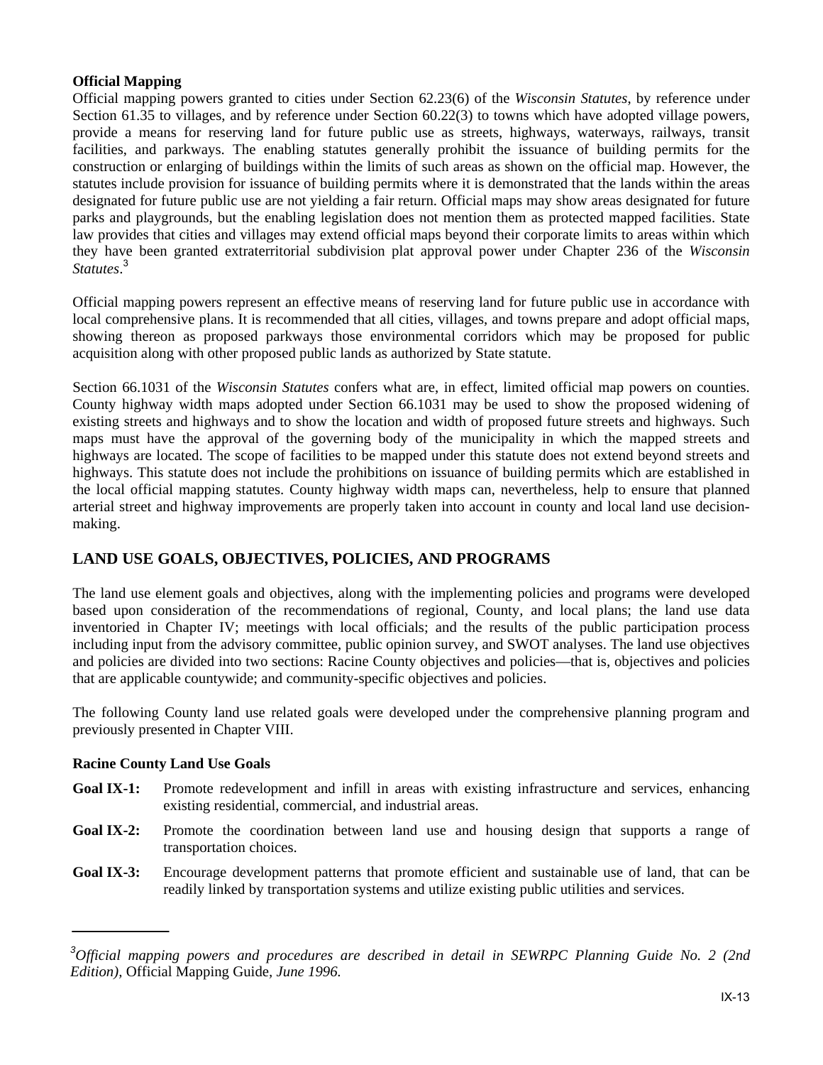**Official Mapping**

Official mapping powers granted to cities under Section 62.23(6) of the *Wisconsin Statutes*, by reference under Section 61.35 to villages, and by reference under Section 60.22(3) to towns which have adopted village powers, provide a means for reserving land for future public use as streets, highways, waterways, railways, transit facilities, and parkways. The enabling statutes generally prohibit the issuance of building permits for the construction or enlarging of buildings within the limits of such areas as shown on the official map. However, the statutes include provision for issuance of building permits where it is demonstrated that the lands within the areas designated for future public use are not yielding a fair return. Official maps may show areas designated for future parks and playgrounds, but the enabling legislation does not mention them as protected mapped facilities. State law provides that cities and villages may extend official maps beyond their corporate limits to areas within which they have been granted extraterritorial subdivision plat approval power under Chapter 236 of the *Wisconsin Statutes*.[3]

Official mapping powers represent an effective means of reserving land for future public use in accordance with local comprehensive plans. It is recommended that all cities, villages, and towns prepare and adopt official maps, showing thereon as proposed parkways those environmental corridors which may be proposed for public acquisition along with other proposed public lands as authorized by State statute.

Section 66.1031 of the *Wisconsin Statutes* confers what are, in effect, limited official map powers on counties. County highway width maps adopted under Section 66.1031 may be used to show the proposed widening of existing streets and highways and to show the location and width of proposed future streets and highways. Such maps must have the approval of the governing body of the municipality in which the mapped streets and highways are located. The scope of facilities to be mapped under this statute does not extend beyond streets and highways. This statute does not include the prohibitions on issuance of building permits which are established in the local official mapping statutes. County highway width maps can, nevertheless, help to ensure that planned arterial street and highway improvements are properly taken into account in county and local land use decision-making.

## LAND USE GOALS, OBJECTIVES, POLICIES, AND PROGRAMS

The land use element goals and objectives, along with the implementing policies and programs were developed based upon consideration of the recommendations of regional, County, and local plans; the land use data inventoried in Chapter IV; meetings with local officials; and the results of the public participation process including input from the advisory committee, public opinion survey, and SWOT analyses. The land use objectives and policies are divided into two sections: Racine County objectives and policies—that is, objectives and policies that are applicable countywide; and community-specific objectives and policies.

The following County land use related goals were developed under the comprehensive planning program and previously presented in Chapter VIII.

**Racine County Land Use Goals**

**Goal IX-1:** Promote redevelopment and infill in areas with existing infrastructure and services, enhancing existing residential, commercial, and industrial areas.

**Goal IX-2:** Promote the coordination between land use and housing design that supports a range of transportation choices.

**Goal IX-3:** Encourage development patterns that promote efficient and sustainable use of land, that can be readily linked by transportation systems and utilize existing public utilities and services.

---

[3] *Official mapping powers and procedures are described in detail in SEWRPC Planning Guide No. 2 (2nd Edition),* Official Mapping Guide, *June 1996.*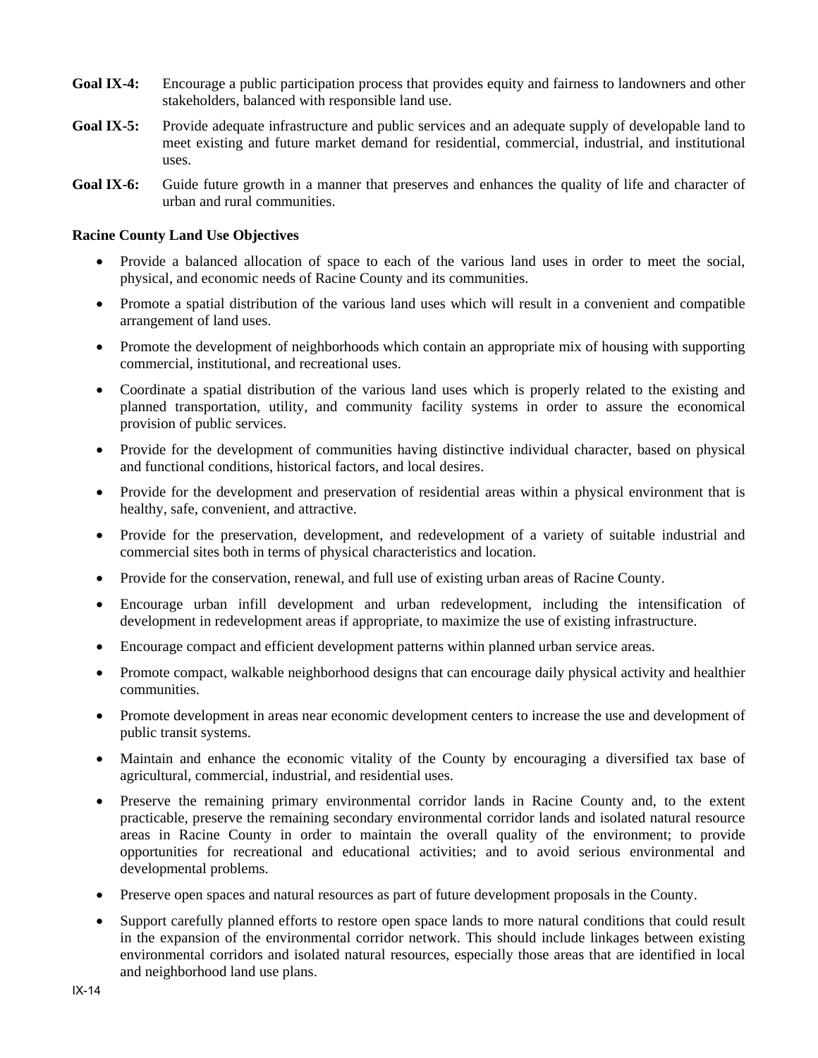**Goal IX-4:** Encourage a public participation process that provides equity and fairness to landowners and other stakeholders, balanced with responsible land use.

**Goal IX-5:** Provide adequate infrastructure and public services and an adequate supply of developable land to meet existing and future market demand for residential, commercial, industrial, and institutional uses.

**Goal IX-6:** Guide future growth in a manner that preserves and enhances the quality of life and character of urban and rural communities.

**Racine County Land Use Objectives**

- Provide a balanced allocation of space to each of the various land uses in order to meet the social, physical, and economic needs of Racine County and its communities.
- Promote a spatial distribution of the various land uses which will result in a convenient and compatible arrangement of land uses.
- Promote the development of neighborhoods which contain an appropriate mix of housing with supporting commercial, institutional, and recreational uses.
- Coordinate a spatial distribution of the various land uses which is properly related to the existing and planned transportation, utility, and community facility systems in order to assure the economical provision of public services.
- Provide for the development of communities having distinctive individual character, based on physical and functional conditions, historical factors, and local desires.
- Provide for the development and preservation of residential areas within a physical environment that is healthy, safe, convenient, and attractive.
- Provide for the preservation, development, and redevelopment of a variety of suitable industrial and commercial sites both in terms of physical characteristics and location.
- Provide for the conservation, renewal, and full use of existing urban areas of Racine County.
- Encourage urban infill development and urban redevelopment, including the intensification of development in redevelopment areas if appropriate, to maximize the use of existing infrastructure.
- Encourage compact and efficient development patterns within planned urban service areas.
- Promote compact, walkable neighborhood designs that can encourage daily physical activity and healthier communities.
- Promote development in areas near economic development centers to increase the use and development of public transit systems.
- Maintain and enhance the economic vitality of the County by encouraging a diversified tax base of agricultural, commercial, industrial, and residential uses.
- Preserve the remaining primary environmental corridor lands in Racine County and, to the extent practicable, preserve the remaining secondary environmental corridor lands and isolated natural resource areas in Racine County in order to maintain the overall quality of the environment; to provide opportunities for recreational and educational activities; and to avoid serious environmental and developmental problems.
- Preserve open spaces and natural resources as part of future development proposals in the County.
- Support carefully planned efforts to restore open space lands to more natural conditions that could result in the expansion of the environmental corridor network. This should include linkages between existing environmental corridors and isolated natural resources, especially those areas that are identified in local and neighborhood land use plans.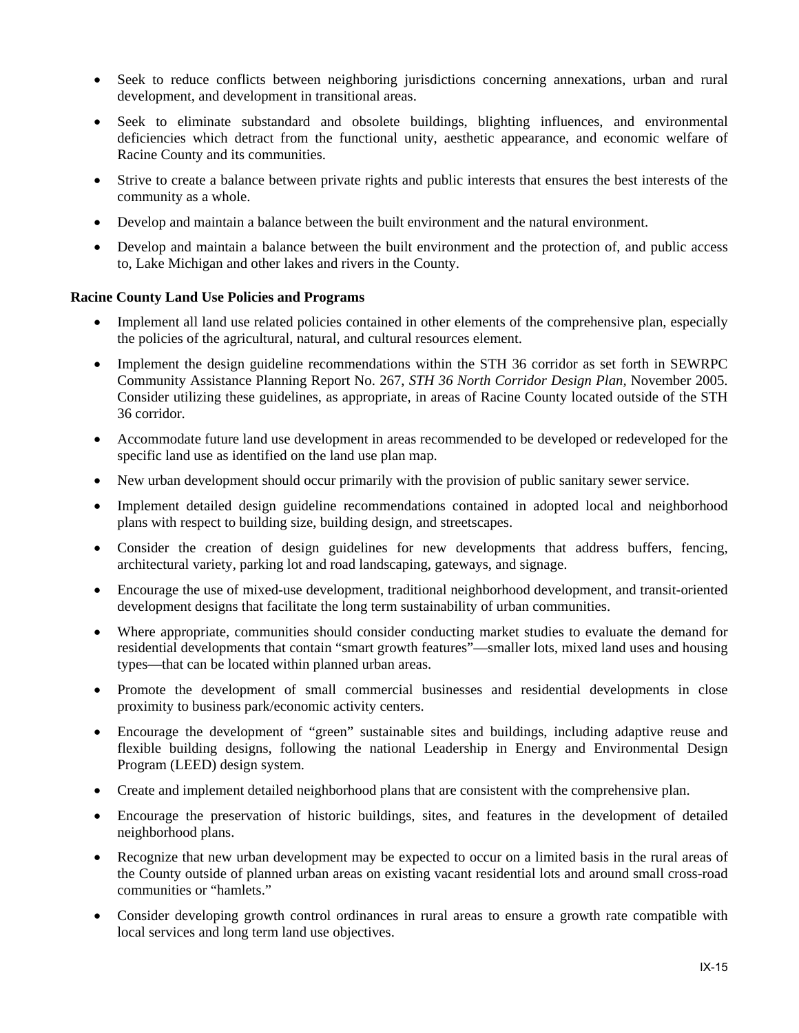- Seek to reduce conflicts between neighboring jurisdictions concerning annexations, urban and rural development, and development in transitional areas.
- Seek to eliminate substandard and obsolete buildings, blighting influences, and environmental deficiencies which detract from the functional unity, aesthetic appearance, and economic welfare of Racine County and its communities.
- Strive to create a balance between private rights and public interests that ensures the best interests of the community as a whole.
- Develop and maintain a balance between the built environment and the natural environment.
- Develop and maintain a balance between the built environment and the protection of, and public access to, Lake Michigan and other lakes and rivers in the County.

**Racine County Land Use Policies and Programs**

- Implement all land use related policies contained in other elements of the comprehensive plan, especially the policies of the agricultural, natural, and cultural resources element.
- Implement the design guideline recommendations within the STH 36 corridor as set forth in SEWRPC Community Assistance Planning Report No. 267, *STH 36 North Corridor Design Plan*, November 2005. Consider utilizing these guidelines, as appropriate, in areas of Racine County located outside of the STH 36 corridor.
- Accommodate future land use development in areas recommended to be developed or redeveloped for the specific land use as identified on the land use plan map.
- New urban development should occur primarily with the provision of public sanitary sewer service.
- Implement detailed design guideline recommendations contained in adopted local and neighborhood plans with respect to building size, building design, and streetscapes.
- Consider the creation of design guidelines for new developments that address buffers, fencing, architectural variety, parking lot and road landscaping, gateways, and signage.
- Encourage the use of mixed-use development, traditional neighborhood development, and transit-oriented development designs that facilitate the long term sustainability of urban communities.
- Where appropriate, communities should consider conducting market studies to evaluate the demand for residential developments that contain "smart growth features"—smaller lots, mixed land uses and housing types—that can be located within planned urban areas.
- Promote the development of small commercial businesses and residential developments in close proximity to business park/economic activity centers.
- Encourage the development of "green" sustainable sites and buildings, including adaptive reuse and flexible building designs, following the national Leadership in Energy and Environmental Design Program (LEED) design system.
- Create and implement detailed neighborhood plans that are consistent with the comprehensive plan.
- Encourage the preservation of historic buildings, sites, and features in the development of detailed neighborhood plans.
- Recognize that new urban development may be expected to occur on a limited basis in the rural areas of the County outside of planned urban areas on existing vacant residential lots and around small cross-road communities or "hamlets."
- Consider developing growth control ordinances in rural areas to ensure a growth rate compatible with local services and long term land use objectives.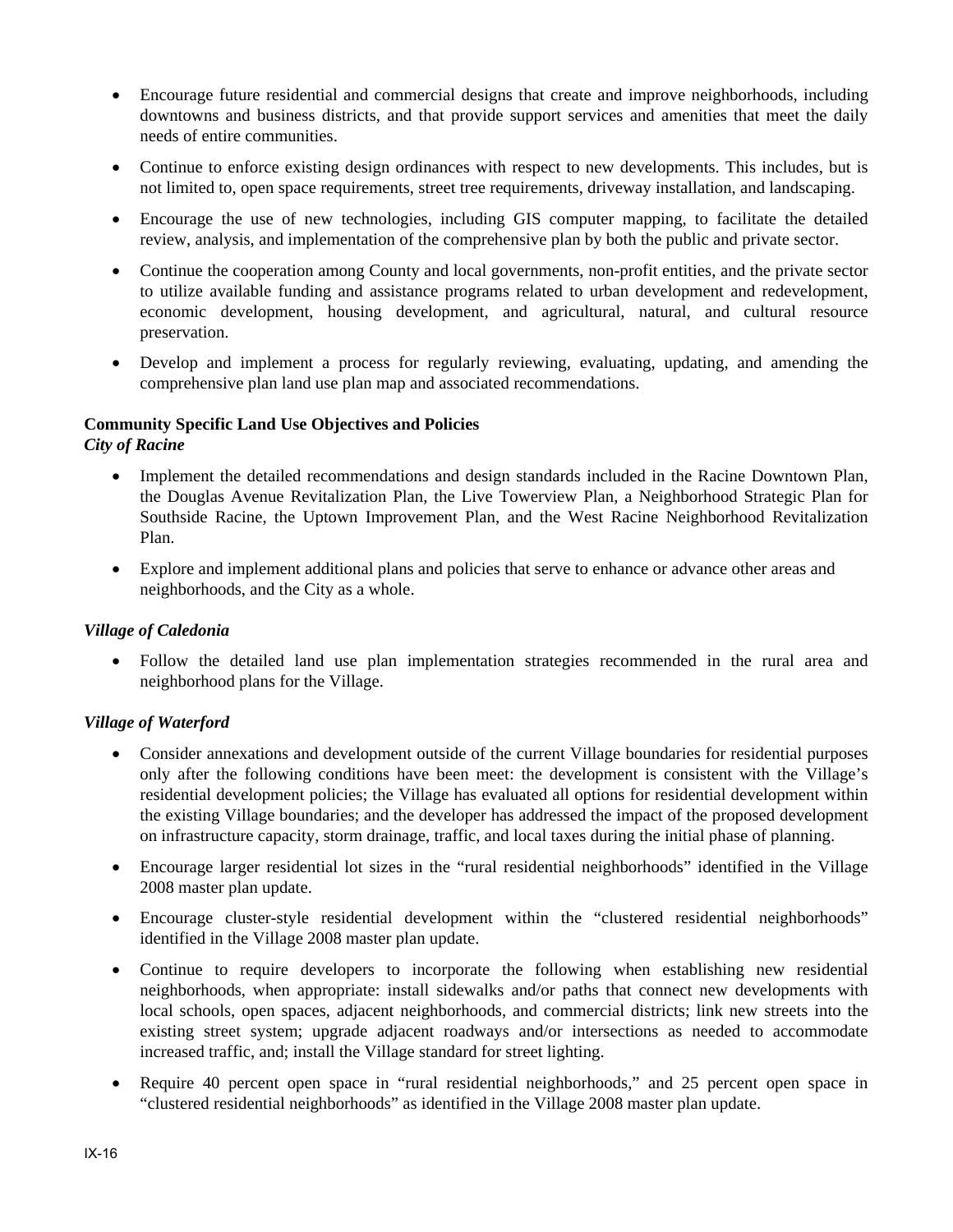- Encourage future residential and commercial designs that create and improve neighborhoods, including downtowns and business districts, and that provide support services and amenities that meet the daily needs of entire communities.

- Continue to enforce existing design ordinances with respect to new developments. This includes, but is not limited to, open space requirements, street tree requirements, driveway installation, and landscaping.

- Encourage the use of new technologies, including GIS computer mapping, to facilitate the detailed review, analysis, and implementation of the comprehensive plan by both the public and private sector.

- Continue the cooperation among County and local governments, non-profit entities, and the private sector to utilize available funding and assistance programs related to urban development and redevelopment, economic development, housing development, and agricultural, natural, and cultural resource preservation.

- Develop and implement a process for regularly reviewing, evaluating, updating, and amending the comprehensive plan land use plan map and associated recommendations.

**Community Specific Land Use Objectives and Policies**

***City of Racine***

- Implement the detailed recommendations and design standards included in the Racine Downtown Plan, the Douglas Avenue Revitalization Plan, the Live Towerview Plan, a Neighborhood Strategic Plan for Southside Racine, the Uptown Improvement Plan, and the West Racine Neighborhood Revitalization Plan.

- Explore and implement additional plans and policies that serve to enhance or advance other areas and neighborhoods, and the City as a whole.

***Village of Caledonia***

- Follow the detailed land use plan implementation strategies recommended in the rural area and neighborhood plans for the Village.

***Village of Waterford***

- Consider annexations and development outside of the current Village boundaries for residential purposes only after the following conditions have been meet: the development is consistent with the Village's residential development policies; the Village has evaluated all options for residential development within the existing Village boundaries; and the developer has addressed the impact of the proposed development on infrastructure capacity, storm drainage, traffic, and local taxes during the initial phase of planning.

- Encourage larger residential lot sizes in the "rural residential neighborhoods" identified in the Village 2008 master plan update.

- Encourage cluster-style residential development within the "clustered residential neighborhoods" identified in the Village 2008 master plan update.

- Continue to require developers to incorporate the following when establishing new residential neighborhoods, when appropriate: install sidewalks and/or paths that connect new developments with local schools, open spaces, adjacent neighborhoods, and commercial districts; link new streets into the existing street system; upgrade adjacent roadways and/or intersections as needed to accommodate increased traffic, and; install the Village standard for street lighting.

- Require 40 percent open space in "rural residential neighborhoods," and 25 percent open space in "clustered residential neighborhoods" as identified in the Village 2008 master plan update.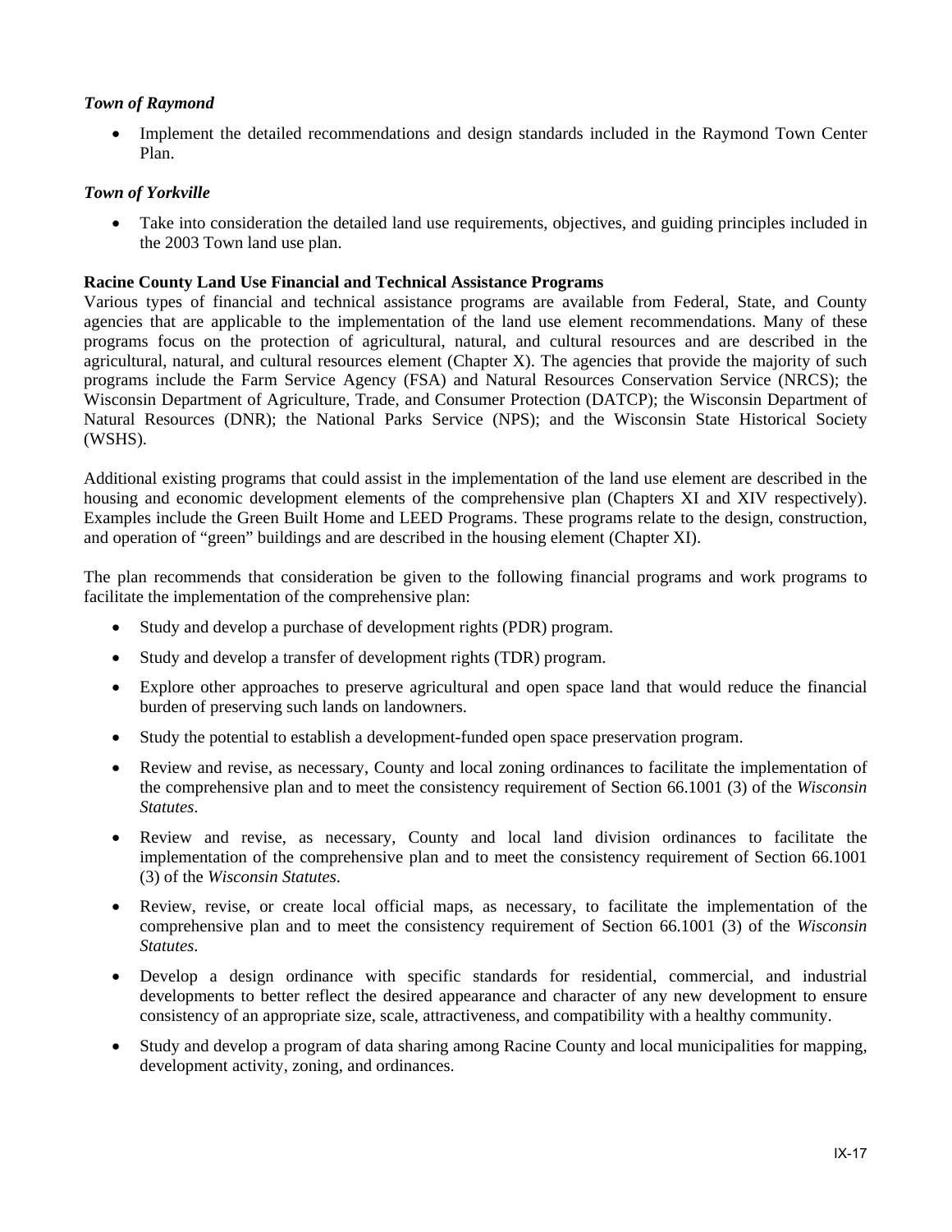***Town of Raymond***

- Implement the detailed recommendations and design standards included in the Raymond Town Center Plan.

***Town of Yorkville***

- Take into consideration the detailed land use requirements, objectives, and guiding principles included in the 2003 Town land use plan.

**Racine County Land Use Financial and Technical Assistance Programs**

Various types of financial and technical assistance programs are available from Federal, State, and County agencies that are applicable to the implementation of the land use element recommendations. Many of these programs focus on the protection of agricultural, natural, and cultural resources and are described in the agricultural, natural, and cultural resources element (Chapter X). The agencies that provide the majority of such programs include the Farm Service Agency (FSA) and Natural Resources Conservation Service (NRCS); the Wisconsin Department of Agriculture, Trade, and Consumer Protection (DATCP); the Wisconsin Department of Natural Resources (DNR); the National Parks Service (NPS); and the Wisconsin State Historical Society (WSHS).

Additional existing programs that could assist in the implementation of the land use element are described in the housing and economic development elements of the comprehensive plan (Chapters XI and XIV respectively). Examples include the Green Built Home and LEED Programs. These programs relate to the design, construction, and operation of "green" buildings and are described in the housing element (Chapter XI).

The plan recommends that consideration be given to the following financial programs and work programs to facilitate the implementation of the comprehensive plan:

- Study and develop a purchase of development rights (PDR) program.
- Study and develop a transfer of development rights (TDR) program.
- Explore other approaches to preserve agricultural and open space land that would reduce the financial burden of preserving such lands on landowners.
- Study the potential to establish a development-funded open space preservation program.
- Review and revise, as necessary, County and local zoning ordinances to facilitate the implementation of the comprehensive plan and to meet the consistency requirement of Section 66.1001 (3) of the *Wisconsin Statutes*.
- Review and revise, as necessary, County and local land division ordinances to facilitate the implementation of the comprehensive plan and to meet the consistency requirement of Section 66.1001 (3) of the *Wisconsin Statutes*.
- Review, revise, or create local official maps, as necessary, to facilitate the implementation of the comprehensive plan and to meet the consistency requirement of Section 66.1001 (3) of the *Wisconsin Statutes*.
- Develop a design ordinance with specific standards for residential, commercial, and industrial developments to better reflect the desired appearance and character of any new development to ensure consistency of an appropriate size, scale, attractiveness, and compatibility with a healthy community.
- Study and develop a program of data sharing among Racine County and local municipalities for mapping, development activity, zoning, and ordinances.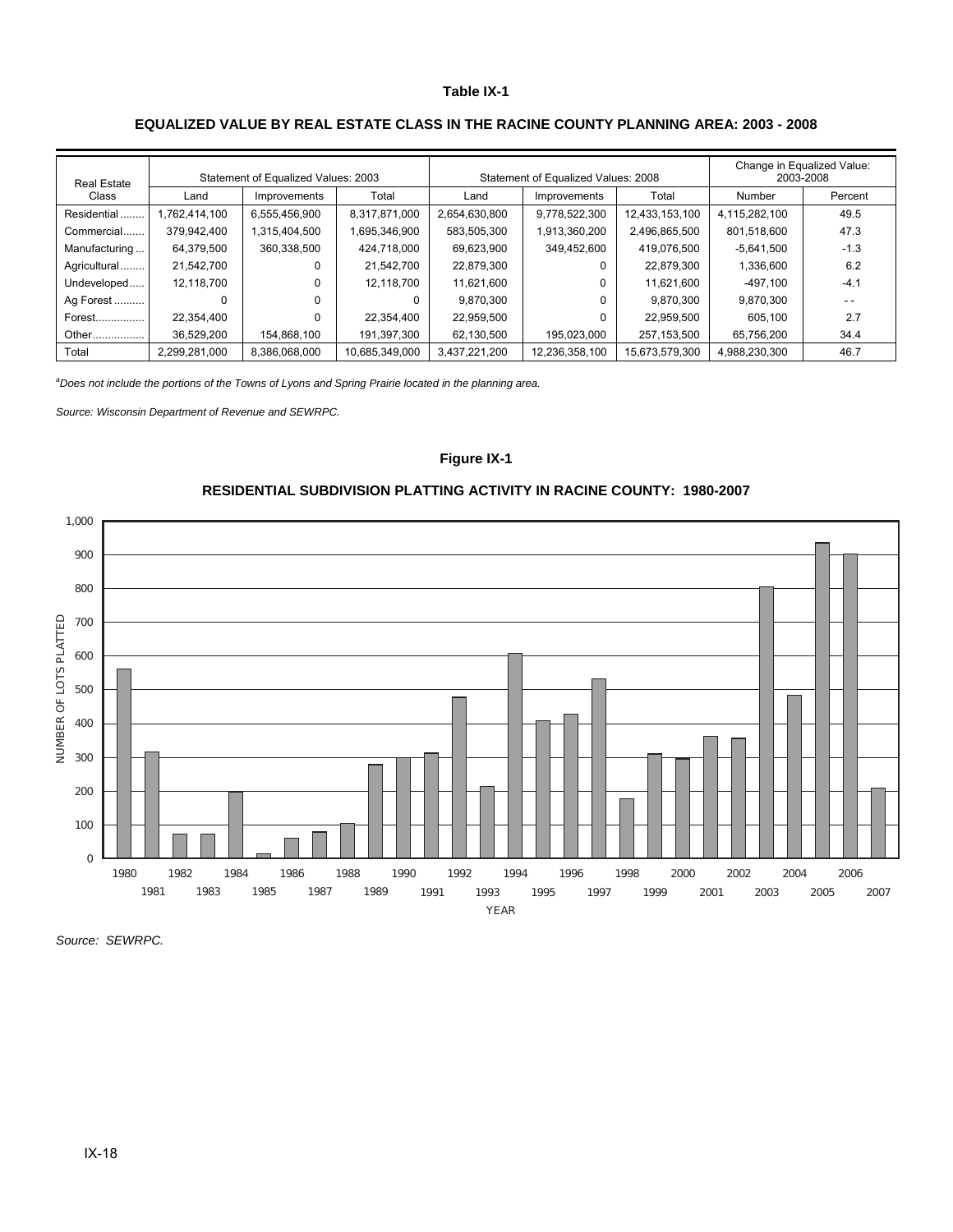**Table IX-1**

**EQUALIZED VALUE BY REAL ESTATE CLASS IN THE RACINE COUNTY PLANNING AREA: 2003 - 2008**

| Real Estate Class | Statement of Equalized Values: 2003 | | | Statement of Equalized Values: 2008 | | | Change in Equalized Value: 2003-2008 | |
|---|---|---|---|---|---|---|---|---|
| | Land | Improvements | Total | Land | Improvements | Total | Number | Percent |
| Residential | 1,762,414,100 | 6,555,456,900 | 8,317,871,000 | 2,654,630,800 | 9,778,522,300 | 12,433,153,100 | 4,115,282,100 | 49.5 |
| Commercial | 379,942,400 | 1,315,404,500 | 1,695,346,900 | 583,505,300 | 1,913,360,200 | 2,496,865,500 | 801,518,600 | 47.3 |
| Manufacturing | 64,379,500 | 360,338,500 | 424,718,000 | 69,623,900 | 349,452,600 | 419,076,500 | -5,641,500 | -1.3 |
| Agricultural | 21,542,700 | 0 | 21,542,700 | 22,879,300 | 0 | 22,879,300 | 1,336,600 | 6.2 |
| Undeveloped | 12,118,700 | 0 | 12,118,700 | 11,621,600 | 0 | 11,621,600 | -497,100 | -4.1 |
| Ag Forest | 0 | 0 | 0 | 9,870,300 | 0 | 9,870,300 | 9,870,300 | - - |
| Forest | 22,354,400 | 0 | 22,354,400 | 22,959,500 | 0 | 22,959,500 | 605,100 | 2.7 |
| Other | 36,529,200 | 154,868,100 | 191,397,300 | 62,130,500 | 195,023,000 | 257,153,500 | 65,756,200 | 34.4 |
| Total | 2,299,281,000 | 8,386,068,000 | 10,685,349,000 | 3,437,221,200 | 12,236,358,100 | 15,673,579,300 | 4,988,230,300 | 46.7 |

[a]*Does not include the portions of the Towns of Lyons and Spring Prairie located in the planning area.*

*Source: Wisconsin Department of Revenue and SEWRPC.*

**Figure IX-1**

**RESIDENTIAL SUBDIVISION PLATTING ACTIVITY IN RACINE COUNTY: 1980-2007**

*Source: SEWRPC.*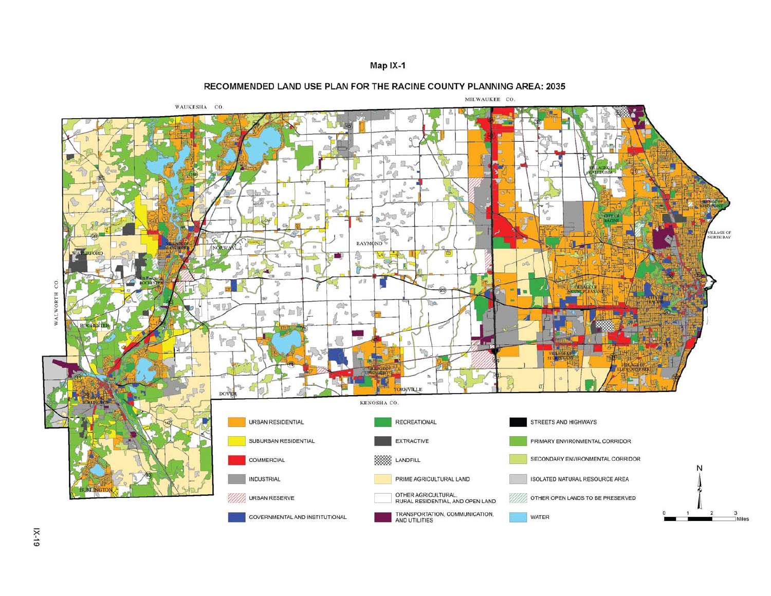Map IX-1

RECOMMENDED LAND USE PLAN FOR THE RACINE COUNTY PLANNING AREA: 2035

- URBAN RESIDENTIAL
- SUBURBAN RESIDENTIAL
- COMMERCIAL
- INDUSTRIAL
- URBAN RESERVE
- GOVERNMENTAL AND INSTITUTIONAL
- RECREATIONAL
- EXTRACTIVE
- LANDFILL
- PRIME AGRICULTURAL LAND
- OTHER AGRICULTURAL, RURAL RESIDENTIAL, AND OPEN LAND
- TRANSPORTATION, COMMUNICATION, AND UTILITIES
- STREETS AND HIGHWAYS
- PRIMARY ENVIRONMENTAL CORRIDOR
- SECONDARY ENVIRONMENTAL CORRIDOR
- ISOLATED NATURAL RESOURCE AREA
- OTHER OPEN LANDS TO BE PRESERVED
- WATER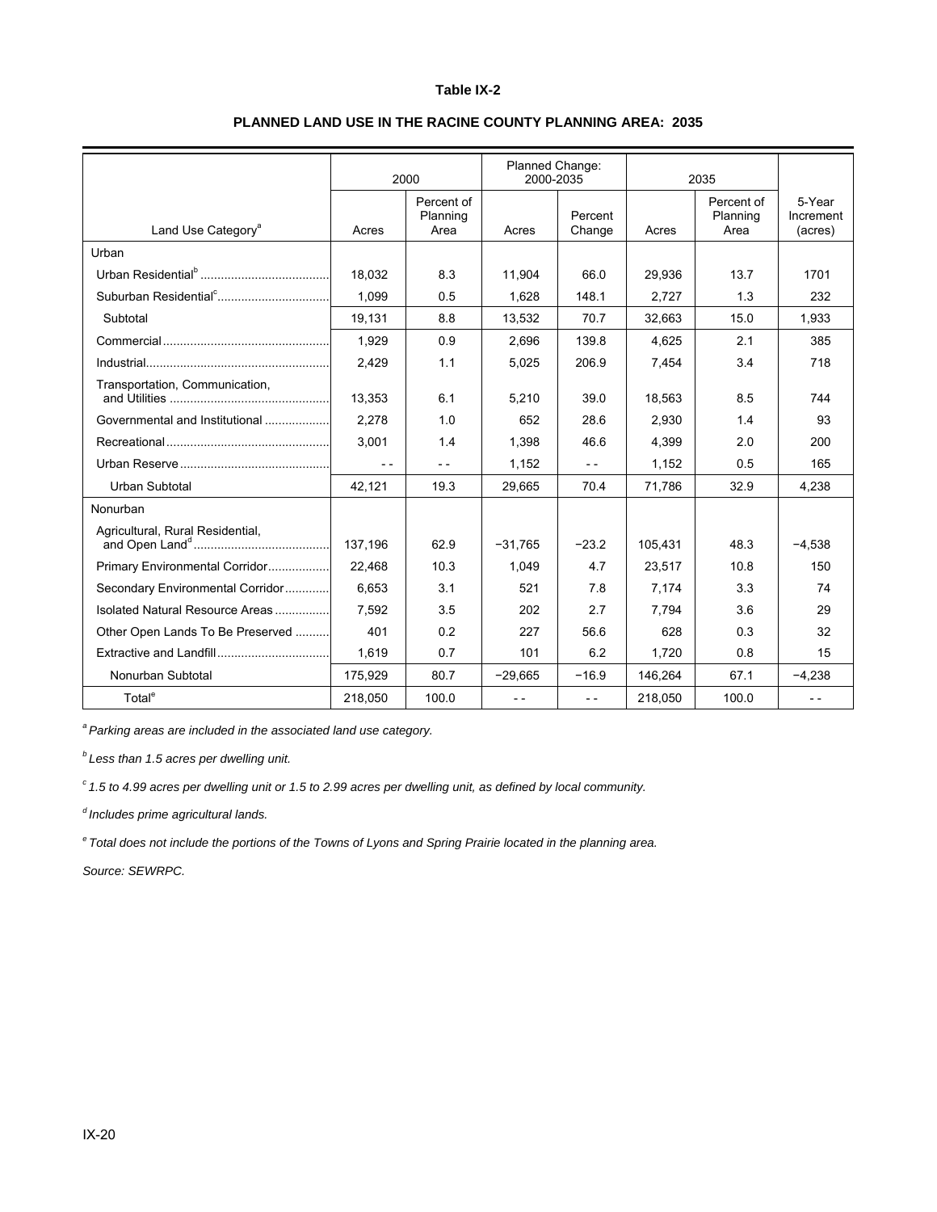**Table IX-2**

**PLANNED LAND USE IN THE RACINE COUNTY PLANNING AREA: 2035**

| Land Use Category[a] | 2000 | | Planned Change: 2000-2035 | | 2035 | | 5-Year Increment (acres) |
|---|---|---|---|---|---|---|---|
| | Acres | Percent of Planning Area | Acres | Percent Change | Acres | Percent of Planning Area | |
| Urban | | | | | | | |
| Urban Residential[b] | 18,032 | 8.3 | 11,904 | 66.0 | 29,936 | 13.7 | 1701 |
| Suburban Residential[c] | 1,099 | 0.5 | 1,628 | 148.1 | 2,727 | 1.3 | 232 |
| Subtotal | 19,131 | 8.8 | 13,532 | 70.7 | 32,663 | 15.0 | 1,933 |
| Commercial | 1,929 | 0.9 | 2,696 | 139.8 | 4,625 | 2.1 | 385 |
| Industrial | 2,429 | 1.1 | 5,025 | 206.9 | 7,454 | 3.4 | 718 |
| Transportation, Communication, and Utilities | 13,353 | 6.1 | 5,210 | 39.0 | 18,563 | 8.5 | 744 |
| Governmental and Institutional | 2,278 | 1.0 | 652 | 28.6 | 2,930 | 1.4 | 93 |
| Recreational | 3,001 | 1.4 | 1,398 | 46.6 | 4,399 | 2.0 | 200 |
| Urban Reserve | - - | - - | 1,152 | - - | 1,152 | 0.5 | 165 |
| Urban Subtotal | 42,121 | 19.3 | 29,665 | 70.4 | 71,786 | 32.9 | 4,238 |
| Nonurban | | | | | | | |
| Agricultural, Rural Residential, and Open Land[d] | 137,196 | 62.9 | −31,765 | −23.2 | 105,431 | 48.3 | −4,538 |
| Primary Environmental Corridor | 22,468 | 10.3 | 1,049 | 4.7 | 23,517 | 10.8 | 150 |
| Secondary Environmental Corridor | 6,653 | 3.1 | 521 | 7.8 | 7,174 | 3.3 | 74 |
| Isolated Natural Resource Areas | 7,592 | 3.5 | 202 | 2.7 | 7,794 | 3.6 | 29 |
| Other Open Lands To Be Preserved | 401 | 0.2 | 227 | 56.6 | 628 | 0.3 | 32 |
| Extractive and Landfill | 1,619 | 0.7 | 101 | 6.2 | 1,720 | 0.8 | 15 |
| Nonurban Subtotal | 175,929 | 80.7 | −29,665 | −16.9 | 146,264 | 67.1 | −4,238 |
| Total[e] | 218,050 | 100.0 | - - | - - | 218,050 | 100.0 | - - |

[a] *Parking areas are included in the associated land use category.*

[b] *Less than 1.5 acres per dwelling unit.*

[c] *1.5 to 4.99 acres per dwelling unit or 1.5 to 2.99 acres per dwelling unit, as defined by local community.*

[d] *Includes prime agricultural lands.*

[e] *Total does not include the portions of the Towns of Lyons and Spring Prairie located in the planning area.*

*Source: SEWRPC.*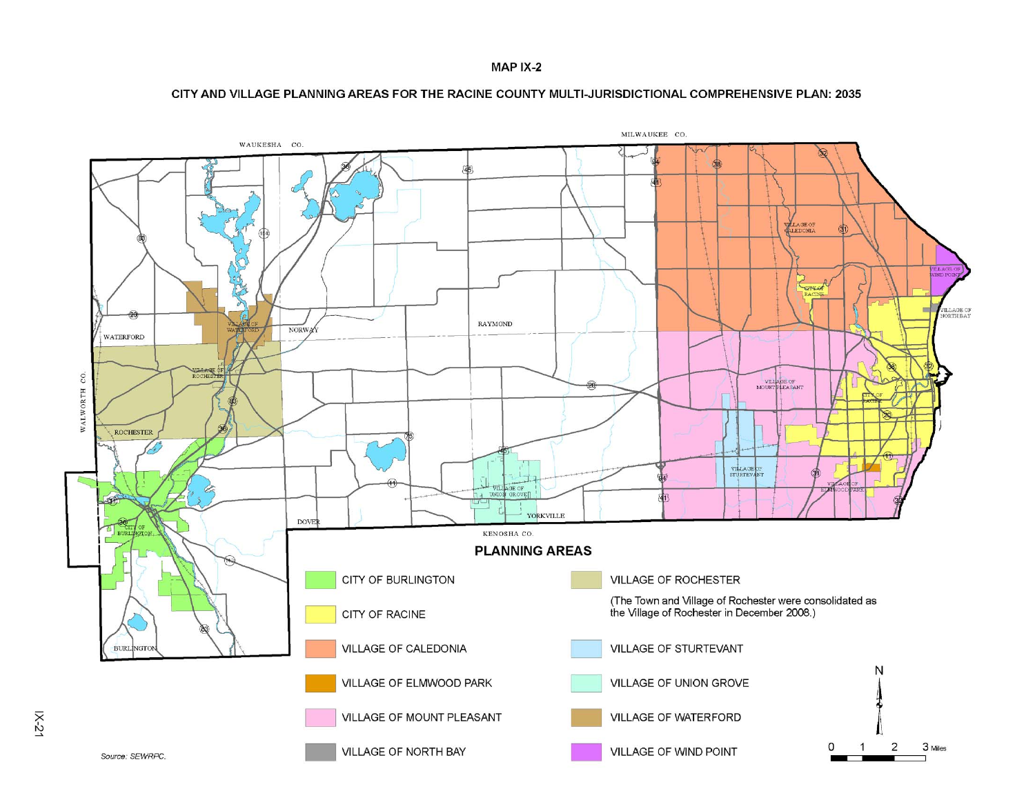MAP IX-2

CITY AND VILLAGE PLANNING AREAS FOR THE RACINE COUNTY MULTI-JURISDICTIONAL COMPREHENSIVE PLAN: 2035

WAUKESHA CO.

MILWAUKEE CO.

WALWORTH CO.

KENOSHA CO.

WATERFORD

NORWAY

RAYMOND

ROCHESTER

DOVER

YORKVILLE

BURLINGTON

VILLAGE OF WATERFORD

VILLAGE OF ROCHESTER

CITY OF BURLINGTON

VILLAGE OF UNION GROVE

VILLAGE OF CALEDONIA

CITY OF RACINE

VILLAGE OF WIND POINT

VILLAGE OF NORTH BAY

VILLAGE OF MOUNT PLEASANT

VILLAGE OF STURTEVANT

VILLAGE OF ELMWOOD PARK

PLANNING AREAS

CITY OF BURLINGTON

CITY OF RACINE

VILLAGE OF CALEDONIA

VILLAGE OF ELMWOOD PARK

VILLAGE OF MOUNT PLEASANT

VILLAGE OF NORTH BAY

VILLAGE OF ROCHESTER

(The Town and Village of Rochester were consolidated as the Village of Rochester in December 2008.)

VILLAGE OF STURTEVANT

VILLAGE OF UNION GROVE

VILLAGE OF WATERFORD

VILLAGE OF WIND POINT

N

0 1 2 3 Miles

Source: SEWRPC.